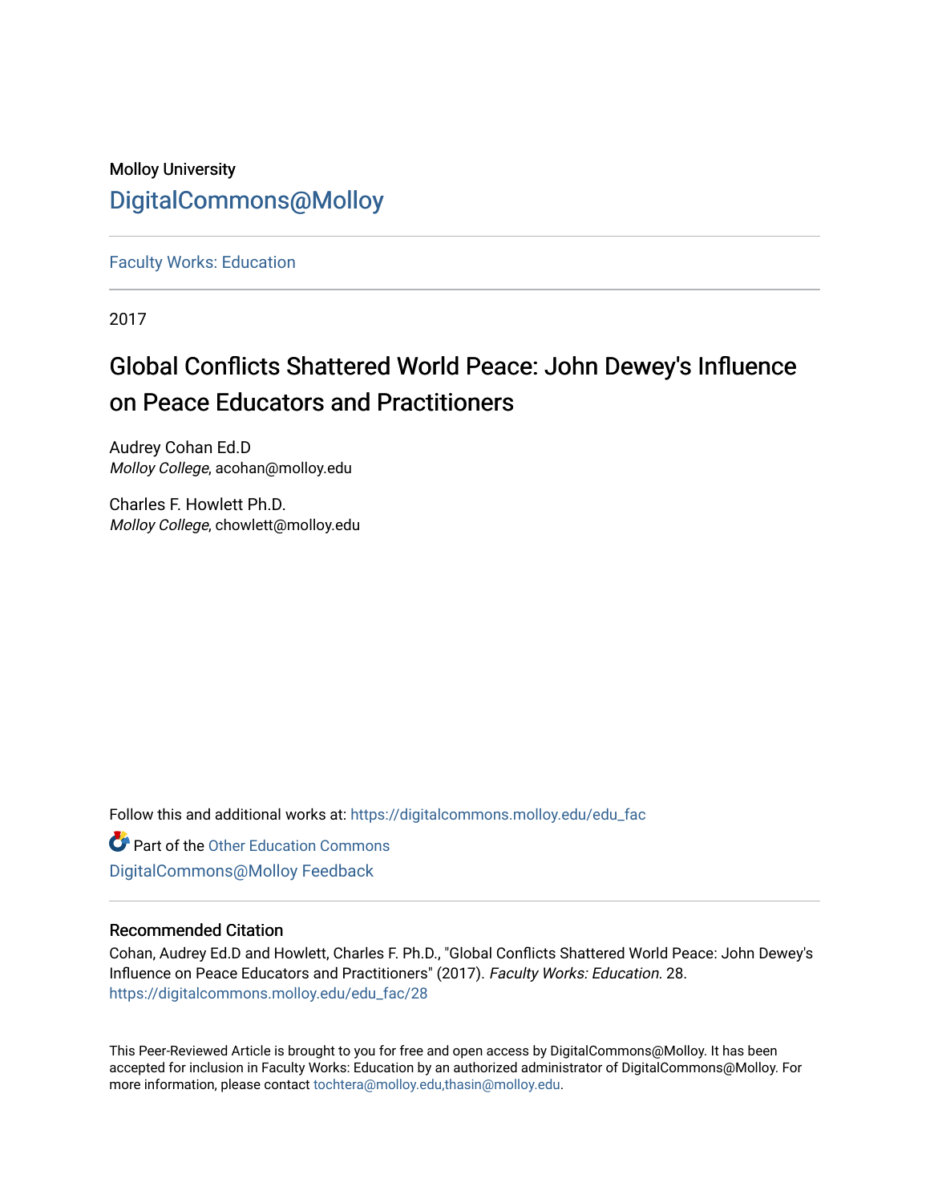Molloy University

DigitalCommons@Molloy

Faculty Works: Education

2017

# Global Conflicts Shattered World Peace: John Dewey's Influence on Peace Educators and Practitioners

Audrey Cohan Ed.D
*Molloy College*, acohan@molloy.edu

Charles F. Howlett Ph.D.
*Molloy College*, chowlett@molloy.edu

Follow this and additional works at: https://digitalcommons.molloy.edu/edu_fac

Part of the Other Education Commons

DigitalCommons@Molloy Feedback

## Recommended Citation

Cohan, Audrey Ed.D and Howlett, Charles F. Ph.D., "Global Conflicts Shattered World Peace: John Dewey's Influence on Peace Educators and Practitioners" (2017). *Faculty Works: Education*. 28.
https://digitalcommons.molloy.edu/edu_fac/28

This Peer-Reviewed Article is brought to you for free and open access by DigitalCommons@Molloy. It has been accepted for inclusion in Faculty Works: Education by an authorized administrator of DigitalCommons@Molloy. For more information, please contact tochtera@molloy.edu,thasin@molloy.edu.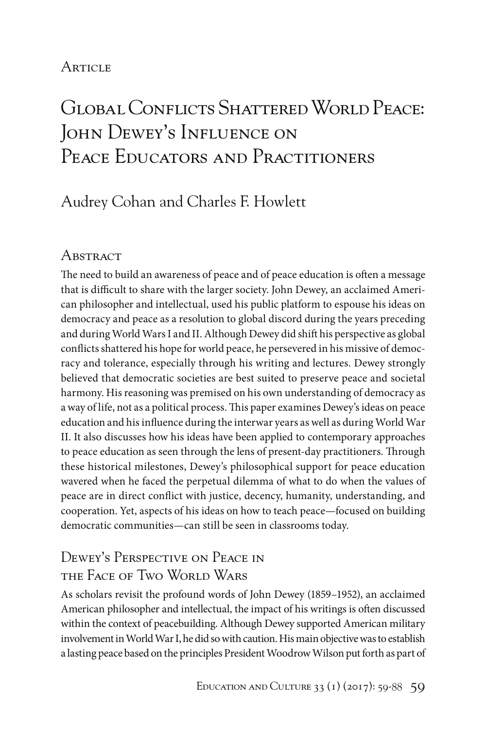Article

# Global Conflicts Shattered World Peace: John Dewey's Influence on Peace Educators and Practitioners

Audrey Cohan and Charles F. Howlett

## Abstract

The need to build an awareness of peace and of peace education is often a message that is difficult to share with the larger society. John Dewey, an acclaimed American philosopher and intellectual, used his public platform to espouse his ideas on democracy and peace as a resolution to global discord during the years preceding and during World Wars I and II. Although Dewey did shift his perspective as global conflicts shattered his hope for world peace, he persevered in his missive of democracy and tolerance, especially through his writing and lectures. Dewey strongly believed that democratic societies are best suited to preserve peace and societal harmony. His reasoning was premised on his own understanding of democracy as a way of life, not as a political process. This paper examines Dewey's ideas on peace education and his influence during the interwar years as well as during World War II. It also discusses how his ideas have been applied to contemporary approaches to peace education as seen through the lens of present-day practitioners. Through these historical milestones, Dewey's philosophical support for peace education wavered when he faced the perpetual dilemma of what to do when the values of peace are in direct conflict with justice, decency, humanity, understanding, and cooperation. Yet, aspects of his ideas on how to teach peace—focused on building democratic communities—can still be seen in classrooms today.

## Dewey's Perspective on Peace in the Face of Two World Wars

As scholars revisit the profound words of John Dewey (1859–1952), an acclaimed American philosopher and intellectual, the impact of his writings is often discussed within the context of peacebuilding. Although Dewey supported American military involvement in World War I, he did so with caution. His main objective was to establish a lasting peace based on the principles President Woodrow Wilson put forth as part of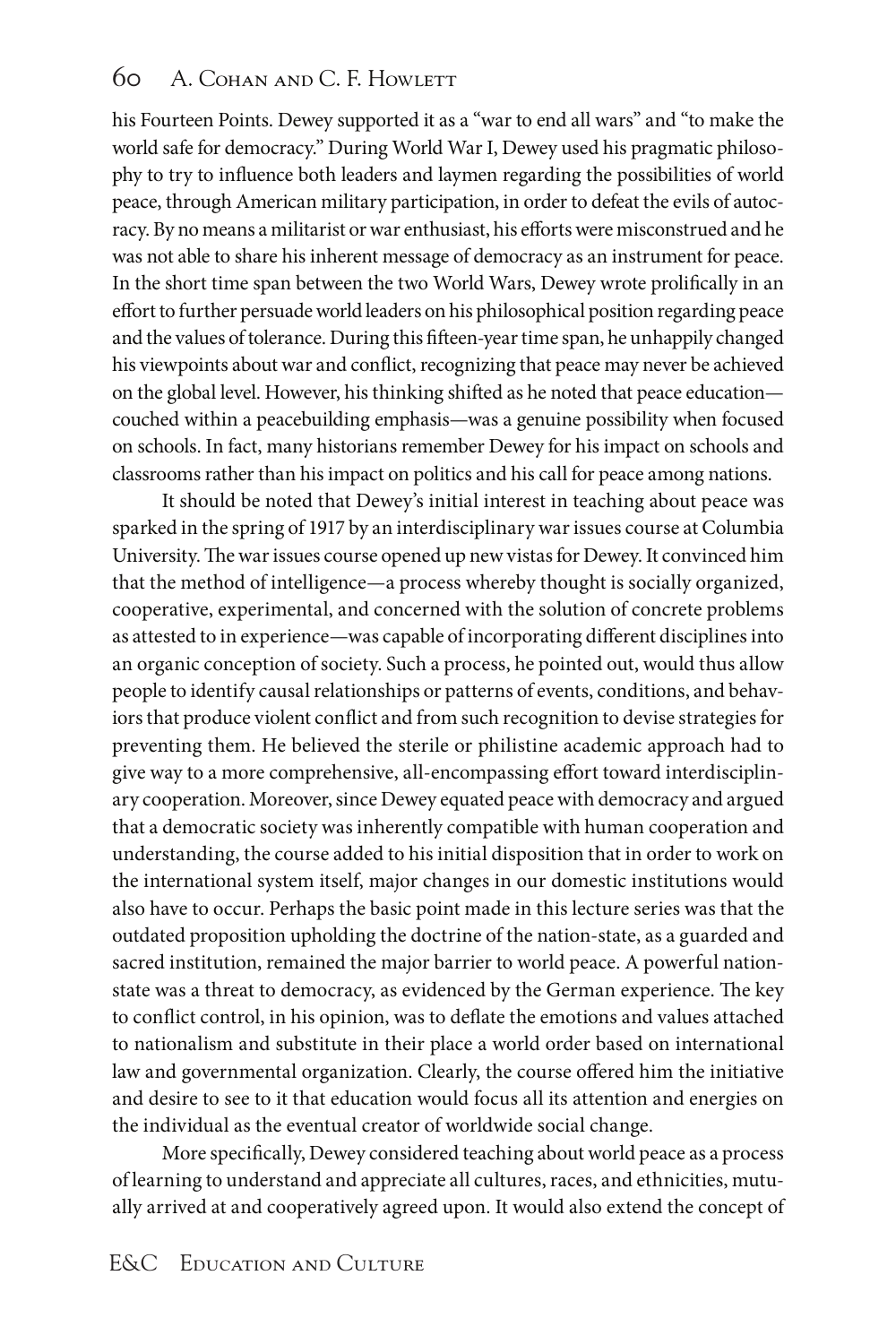his Fourteen Points. Dewey supported it as a "war to end all wars" and "to make the world safe for democracy." During World War I, Dewey used his pragmatic philosophy to try to influence both leaders and laymen regarding the possibilities of world peace, through American military participation, in order to defeat the evils of autocracy. By no means a militarist or war enthusiast, his efforts were misconstrued and he was not able to share his inherent message of democracy as an instrument for peace. In the short time span between the two World Wars, Dewey wrote prolifically in an effort to further persuade world leaders on his philosophical position regarding peace and the values of tolerance. During this fifteen-year time span, he unhappily changed his viewpoints about war and conflict, recognizing that peace may never be achieved on the global level. However, his thinking shifted as he noted that peace education—couched within a peacebuilding emphasis—was a genuine possibility when focused on schools. In fact, many historians remember Dewey for his impact on schools and classrooms rather than his impact on politics and his call for peace among nations.

It should be noted that Dewey's initial interest in teaching about peace was sparked in the spring of 1917 by an interdisciplinary war issues course at Columbia University. The war issues course opened up new vistas for Dewey. It convinced him that the method of intelligence—a process whereby thought is socially organized, cooperative, experimental, and concerned with the solution of concrete problems as attested to in experience—was capable of incorporating different disciplines into an organic conception of society. Such a process, he pointed out, would thus allow people to identify causal relationships or patterns of events, conditions, and behaviors that produce violent conflict and from such recognition to devise strategies for preventing them. He believed the sterile or philistine academic approach had to give way to a more comprehensive, all-encompassing effort toward interdisciplinary cooperation. Moreover, since Dewey equated peace with democracy and argued that a democratic society was inherently compatible with human cooperation and understanding, the course added to his initial disposition that in order to work on the international system itself, major changes in our domestic institutions would also have to occur. Perhaps the basic point made in this lecture series was that the outdated proposition upholding the doctrine of the nation-state, as a guarded and sacred institution, remained the major barrier to world peace. A powerful nation-state was a threat to democracy, as evidenced by the German experience. The key to conflict control, in his opinion, was to deflate the emotions and values attached to nationalism and substitute in their place a world order based on international law and governmental organization. Clearly, the course offered him the initiative and desire to see to it that education would focus all its attention and energies on the individual as the eventual creator of worldwide social change.

More specifically, Dewey considered teaching about world peace as a process of learning to understand and appreciate all cultures, races, and ethnicities, mutually arrived at and cooperatively agreed upon. It would also extend the concept of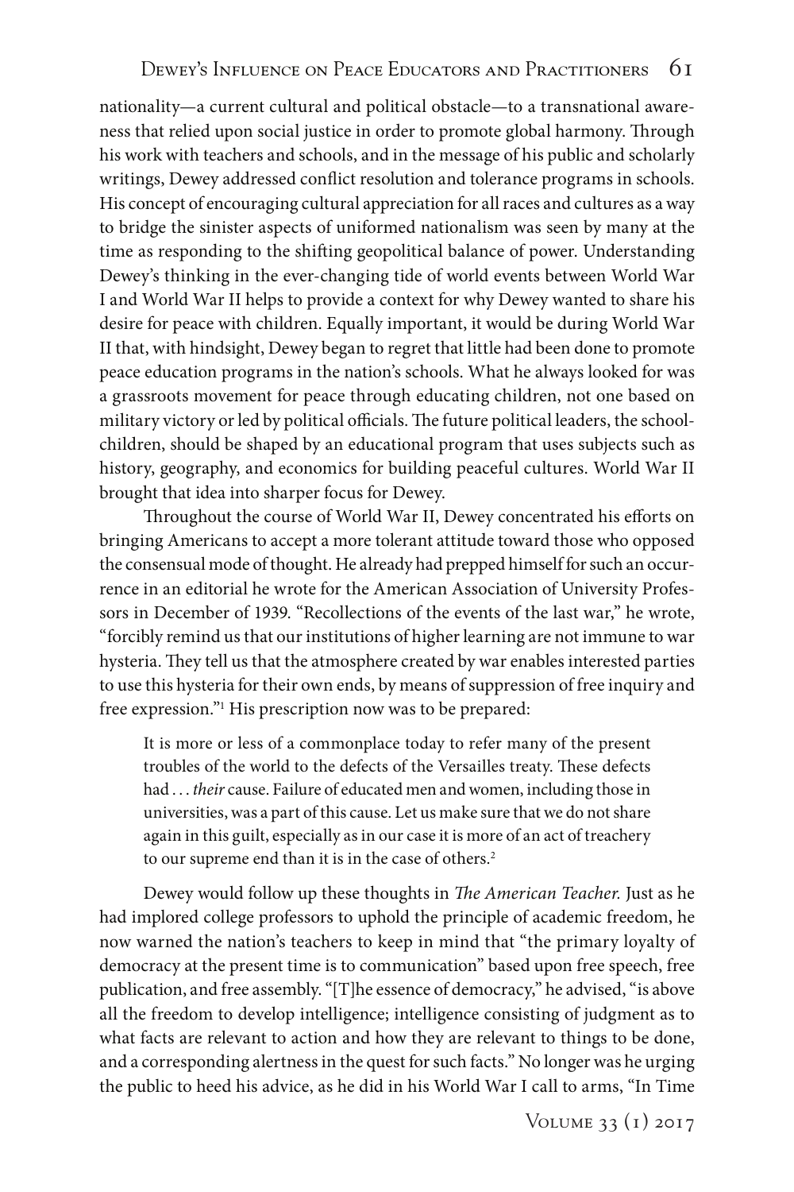nationality—a current cultural and political obstacle—to a transnational awareness that relied upon social justice in order to promote global harmony. Through his work with teachers and schools, and in the message of his public and scholarly writings, Dewey addressed conflict resolution and tolerance programs in schools. His concept of encouraging cultural appreciation for all races and cultures as a way to bridge the sinister aspects of uniformed nationalism was seen by many at the time as responding to the shifting geopolitical balance of power. Understanding Dewey's thinking in the ever-changing tide of world events between World War I and World War II helps to provide a context for why Dewey wanted to share his desire for peace with children. Equally important, it would be during World War II that, with hindsight, Dewey began to regret that little had been done to promote peace education programs in the nation's schools. What he always looked for was a grassroots movement for peace through educating children, not one based on military victory or led by political officials. The future political leaders, the schoolchildren, should be shaped by an educational program that uses subjects such as history, geography, and economics for building peaceful cultures. World War II brought that idea into sharper focus for Dewey.

Throughout the course of World War II, Dewey concentrated his efforts on bringing Americans to accept a more tolerant attitude toward those who opposed the consensual mode of thought. He already had prepped himself for such an occurrence in an editorial he wrote for the American Association of University Professors in December of 1939. "Recollections of the events of the last war," he wrote, "forcibly remind us that our institutions of higher learning are not immune to war hysteria. They tell us that the atmosphere created by war enables interested parties to use this hysteria for their own ends, by means of suppression of free inquiry and free expression."[1] His prescription now was to be prepared:

> It is more or less of a commonplace today to refer many of the present troubles of the world to the defects of the Versailles treaty. These defects had . . . *their* cause. Failure of educated men and women, including those in universities, was a part of this cause. Let us make sure that we do not share again in this guilt, especially as in our case it is more of an act of treachery to our supreme end than it is in the case of others.[2]

Dewey would follow up these thoughts in *The American Teacher.* Just as he had implored college professors to uphold the principle of academic freedom, he now warned the nation's teachers to keep in mind that "the primary loyalty of democracy at the present time is to communication" based upon free speech, free publication, and free assembly. "[T]he essence of democracy," he advised, "is above all the freedom to develop intelligence; intelligence consisting of judgment as to what facts are relevant to action and how they are relevant to things to be done, and a corresponding alertness in the quest for such facts." No longer was he urging the public to heed his advice, as he did in his World War I call to arms, "In Time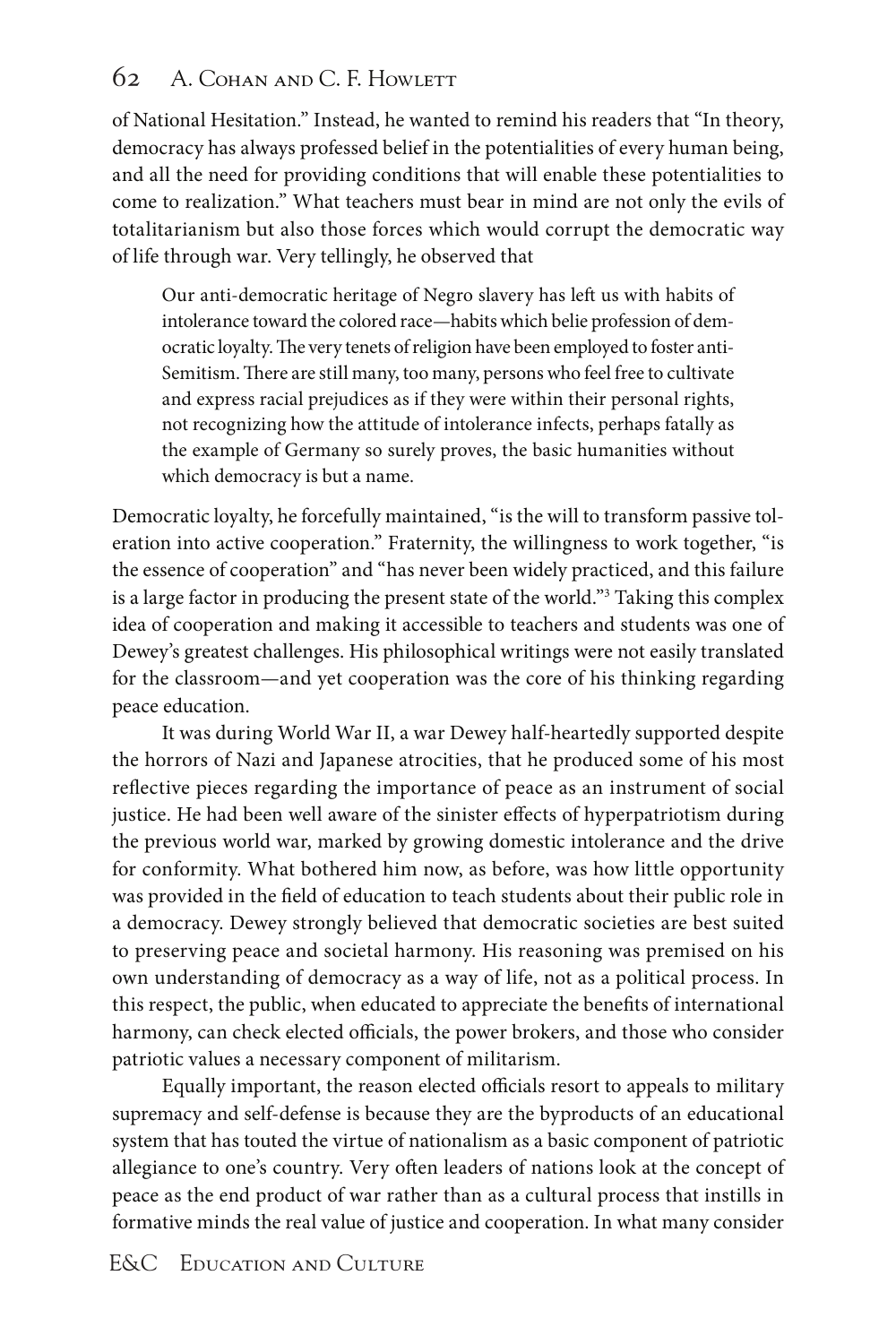of National Hesitation." Instead, he wanted to remind his readers that "In theory, democracy has always professed belief in the potentialities of every human being, and all the need for providing conditions that will enable these potentialities to come to realization." What teachers must bear in mind are not only the evils of totalitarianism but also those forces which would corrupt the democratic way of life through war. Very tellingly, he observed that

> Our anti-democratic heritage of Negro slavery has left us with habits of intolerance toward the colored race—habits which belie profession of democratic loyalty. The very tenets of religion have been employed to foster anti-Semitism. There are still many, too many, persons who feel free to cultivate and express racial prejudices as if they were within their personal rights, not recognizing how the attitude of intolerance infects, perhaps fatally as the example of Germany so surely proves, the basic humanities without which democracy is but a name.

Democratic loyalty, he forcefully maintained, "is the will to transform passive toleration into active cooperation." Fraternity, the willingness to work together, "is the essence of cooperation" and "has never been widely practiced, and this failure is a large factor in producing the present state of the world."[3] Taking this complex idea of cooperation and making it accessible to teachers and students was one of Dewey's greatest challenges. His philosophical writings were not easily translated for the classroom—and yet cooperation was the core of his thinking regarding peace education.

It was during World War II, a war Dewey half-heartedly supported despite the horrors of Nazi and Japanese atrocities, that he produced some of his most reflective pieces regarding the importance of peace as an instrument of social justice. He had been well aware of the sinister effects of hyperpatriotism during the previous world war, marked by growing domestic intolerance and the drive for conformity. What bothered him now, as before, was how little opportunity was provided in the field of education to teach students about their public role in a democracy. Dewey strongly believed that democratic societies are best suited to preserving peace and societal harmony. His reasoning was premised on his own understanding of democracy as a way of life, not as a political process. In this respect, the public, when educated to appreciate the benefits of international harmony, can check elected officials, the power brokers, and those who consider patriotic values a necessary component of militarism.

Equally important, the reason elected officials resort to appeals to military supremacy and self-defense is because they are the byproducts of an educational system that has touted the virtue of nationalism as a basic component of patriotic allegiance to one's country. Very often leaders of nations look at the concept of peace as the end product of war rather than as a cultural process that instills in formative minds the real value of justice and cooperation. In what many consider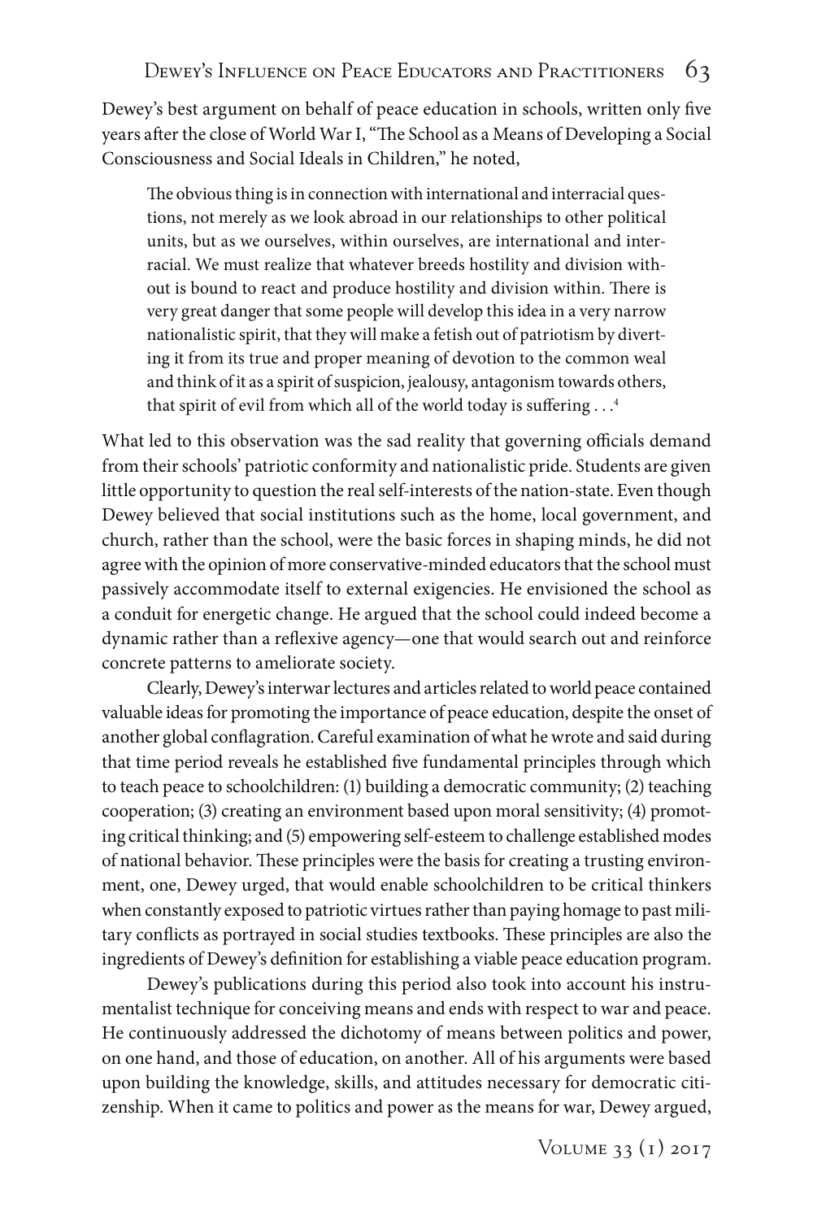Dewey's best argument on behalf of peace education in schools, written only five years after the close of World War I, "The School as a Means of Developing a Social Consciousness and Social Ideals in Children," he noted,

> The obvious thing is in connection with international and interracial questions, not merely as we look abroad in our relationships to other political units, but as we ourselves, within ourselves, are international and interracial. We must realize that whatever breeds hostility and division without is bound to react and produce hostility and division within. There is very great danger that some people will develop this idea in a very narrow nationalistic spirit, that they will make a fetish out of patriotism by diverting it from its true and proper meaning of devotion to the common weal and think of it as a spirit of suspicion, jealousy, antagonism towards others, that spirit of evil from which all of the world today is suffering . . .[4]

What led to this observation was the sad reality that governing officials demand from their schools' patriotic conformity and nationalistic pride. Students are given little opportunity to question the real self-interests of the nation-state. Even though Dewey believed that social institutions such as the home, local government, and church, rather than the school, were the basic forces in shaping minds, he did not agree with the opinion of more conservative-minded educators that the school must passively accommodate itself to external exigencies. He envisioned the school as a conduit for energetic change. He argued that the school could indeed become a dynamic rather than a reflexive agency—one that would search out and reinforce concrete patterns to ameliorate society.

Clearly, Dewey's interwar lectures and articles related to world peace contained valuable ideas for promoting the importance of peace education, despite the onset of another global conflagration. Careful examination of what he wrote and said during that time period reveals he established five fundamental principles through which to teach peace to schoolchildren: (1) building a democratic community; (2) teaching cooperation; (3) creating an environment based upon moral sensitivity; (4) promoting critical thinking; and (5) empowering self-esteem to challenge established modes of national behavior. These principles were the basis for creating a trusting environment, one, Dewey urged, that would enable schoolchildren to be critical thinkers when constantly exposed to patriotic virtues rather than paying homage to past military conflicts as portrayed in social studies textbooks. These principles are also the ingredients of Dewey's definition for establishing a viable peace education program.

Dewey's publications during this period also took into account his instrumentalist technique for conceiving means and ends with respect to war and peace. He continuously addressed the dichotomy of means between politics and power, on one hand, and those of education, on another. All of his arguments were based upon building the knowledge, skills, and attitudes necessary for democratic citizenship. When it came to politics and power as the means for war, Dewey argued,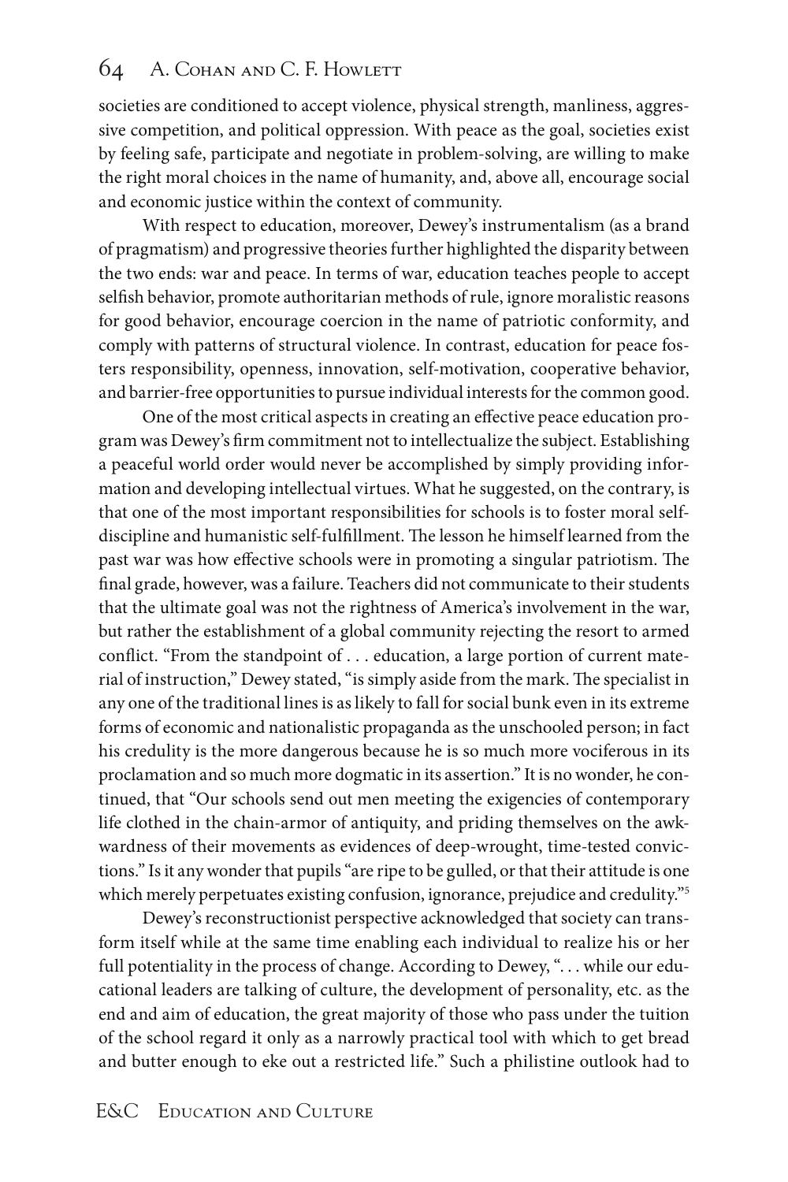societies are conditioned to accept violence, physical strength, manliness, aggressive competition, and political oppression. With peace as the goal, societies exist by feeling safe, participate and negotiate in problem-solving, are willing to make the right moral choices in the name of humanity, and, above all, encourage social and economic justice within the context of community.

With respect to education, moreover, Dewey's instrumentalism (as a brand of pragmatism) and progressive theories further highlighted the disparity between the two ends: war and peace. In terms of war, education teaches people to accept selfish behavior, promote authoritarian methods of rule, ignore moralistic reasons for good behavior, encourage coercion in the name of patriotic conformity, and comply with patterns of structural violence. In contrast, education for peace fosters responsibility, openness, innovation, self-motivation, cooperative behavior, and barrier-free opportunities to pursue individual interests for the common good.

One of the most critical aspects in creating an effective peace education program was Dewey's firm commitment not to intellectualize the subject. Establishing a peaceful world order would never be accomplished by simply providing information and developing intellectual virtues. What he suggested, on the contrary, is that one of the most important responsibilities for schools is to foster moral self-discipline and humanistic self-fulfillment. The lesson he himself learned from the past war was how effective schools were in promoting a singular patriotism. The final grade, however, was a failure. Teachers did not communicate to their students that the ultimate goal was not the rightness of America's involvement in the war, but rather the establishment of a global community rejecting the resort to armed conflict. "From the standpoint of . . . education, a large portion of current material of instruction," Dewey stated, "is simply aside from the mark. The specialist in any one of the traditional lines is as likely to fall for social bunk even in its extreme forms of economic and nationalistic propaganda as the unschooled person; in fact his credulity is the more dangerous because he is so much more vociferous in its proclamation and so much more dogmatic in its assertion." It is no wonder, he continued, that "Our schools send out men meeting the exigencies of contemporary life clothed in the chain-armor of antiquity, and priding themselves on the awkwardness of their movements as evidences of deep-wrought, time-tested convictions." Is it any wonder that pupils "are ripe to be gulled, or that their attitude is one which merely perpetuates existing confusion, ignorance, prejudice and credulity."[5]

Dewey's reconstructionist perspective acknowledged that society can transform itself while at the same time enabling each individual to realize his or her full potentiality in the process of change. According to Dewey, ". . . while our educational leaders are talking of culture, the development of personality, etc. as the end and aim of education, the great majority of those who pass under the tuition of the school regard it only as a narrowly practical tool with which to get bread and butter enough to eke out a restricted life." Such a philistine outlook had to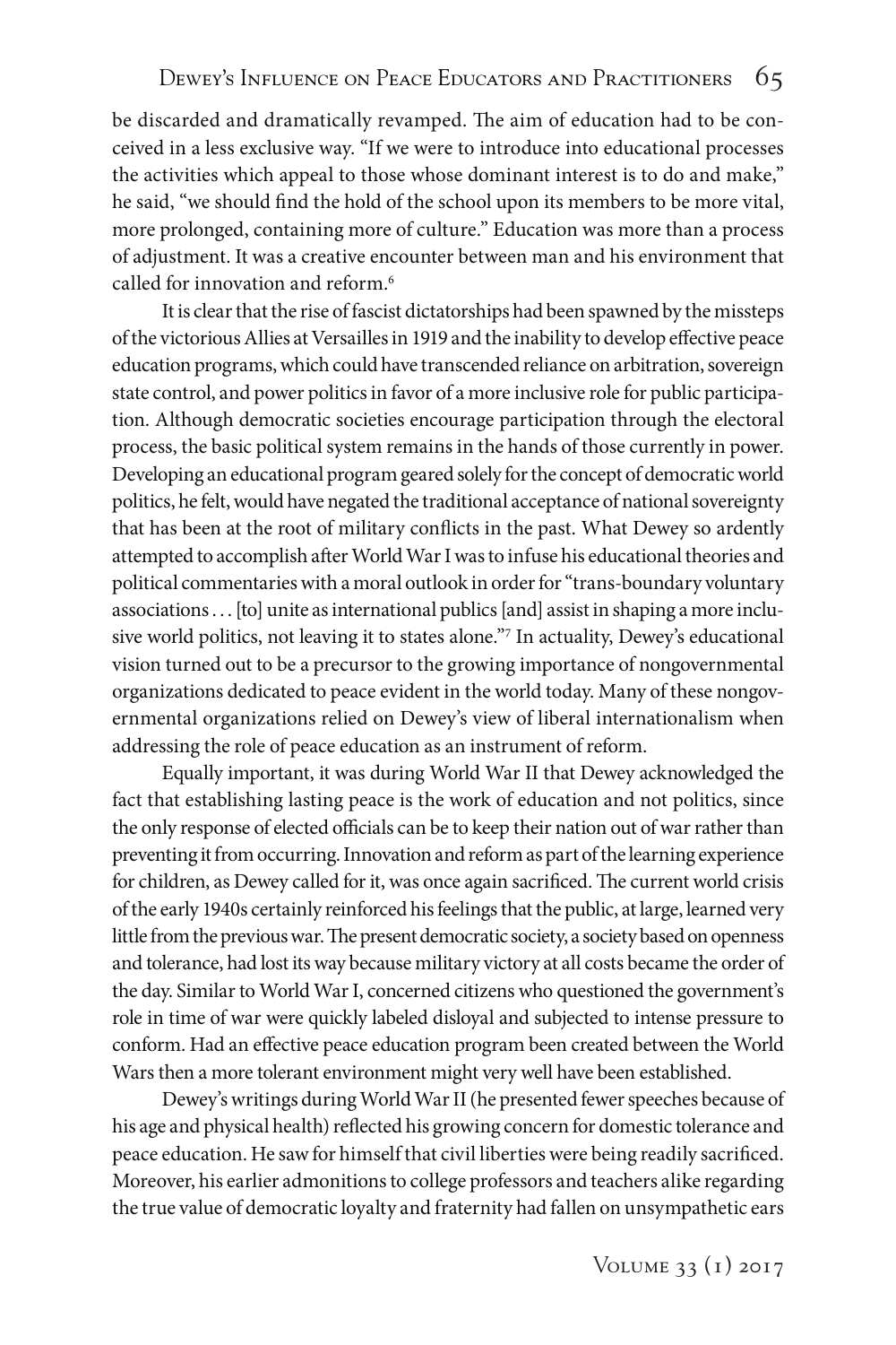be discarded and dramatically revamped. The aim of education had to be conceived in a less exclusive way. "If we were to introduce into educational processes the activities which appeal to those whose dominant interest is to do and make," he said, "we should find the hold of the school upon its members to be more vital, more prolonged, containing more of culture." Education was more than a process of adjustment. It was a creative encounter between man and his environment that called for innovation and reform.[6]

It is clear that the rise of fascist dictatorships had been spawned by the missteps of the victorious Allies at Versailles in 1919 and the inability to develop effective peace education programs, which could have transcended reliance on arbitration, sovereign state control, and power politics in favor of a more inclusive role for public participation. Although democratic societies encourage participation through the electoral process, the basic political system remains in the hands of those currently in power. Developing an educational program geared solely for the concept of democratic world politics, he felt, would have negated the traditional acceptance of national sovereignty that has been at the root of military conflicts in the past. What Dewey so ardently attempted to accomplish after World War I was to infuse his educational theories and political commentaries with a moral outlook in order for "trans-boundary voluntary associations . . . [to] unite as international publics [and] assist in shaping a more inclusive world politics, not leaving it to states alone."[7] In actuality, Dewey's educational vision turned out to be a precursor to the growing importance of nongovernmental organizations dedicated to peace evident in the world today. Many of these nongovernmental organizations relied on Dewey's view of liberal internationalism when addressing the role of peace education as an instrument of reform.

Equally important, it was during World War II that Dewey acknowledged the fact that establishing lasting peace is the work of education and not politics, since the only response of elected officials can be to keep their nation out of war rather than preventing it from occurring. Innovation and reform as part of the learning experience for children, as Dewey called for it, was once again sacrificed. The current world crisis of the early 1940s certainly reinforced his feelings that the public, at large, learned very little from the previous war. The present democratic society, a society based on openness and tolerance, had lost its way because military victory at all costs became the order of the day. Similar to World War I, concerned citizens who questioned the government's role in time of war were quickly labeled disloyal and subjected to intense pressure to conform. Had an effective peace education program been created between the World Wars then a more tolerant environment might very well have been established.

Dewey's writings during World War II (he presented fewer speeches because of his age and physical health) reflected his growing concern for domestic tolerance and peace education. He saw for himself that civil liberties were being readily sacrificed. Moreover, his earlier admonitions to college professors and teachers alike regarding the true value of democratic loyalty and fraternity had fallen on unsympathetic ears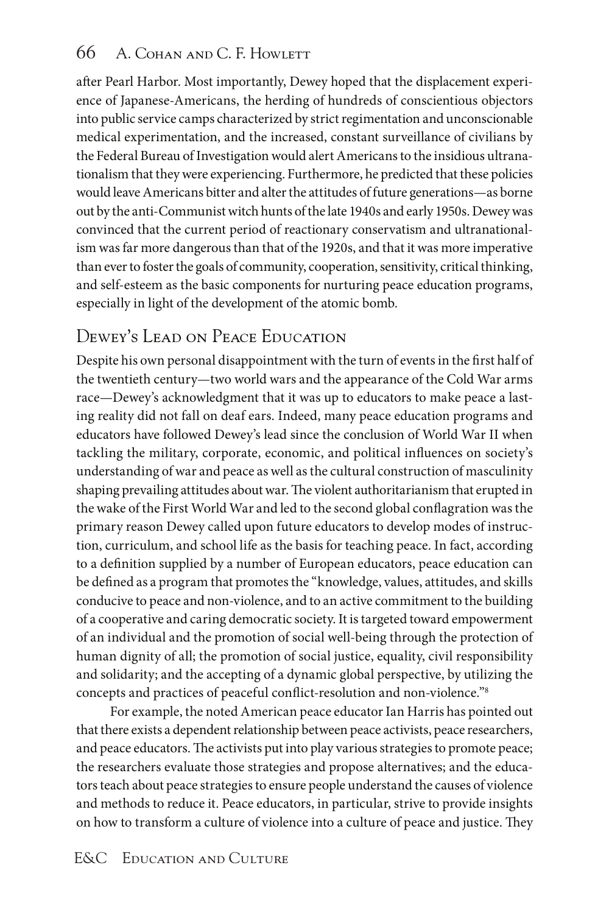after Pearl Harbor. Most importantly, Dewey hoped that the displacement experience of Japanese-Americans, the herding of hundreds of conscientious objectors into public service camps characterized by strict regimentation and unconscionable medical experimentation, and the increased, constant surveillance of civilians by the Federal Bureau of Investigation would alert Americans to the insidious ultranationalism that they were experiencing. Furthermore, he predicted that these policies would leave Americans bitter and alter the attitudes of future generations—as borne out by the anti-Communist witch hunts of the late 1940s and early 1950s. Dewey was convinced that the current period of reactionary conservatism and ultranationalism was far more dangerous than that of the 1920s, and that it was more imperative than ever to foster the goals of community, cooperation, sensitivity, critical thinking, and self-esteem as the basic components for nurturing peace education programs, especially in light of the development of the atomic bomb.

## Dewey's Lead on Peace Education

Despite his own personal disappointment with the turn of events in the first half of the twentieth century—two world wars and the appearance of the Cold War arms race—Dewey's acknowledgment that it was up to educators to make peace a lasting reality did not fall on deaf ears. Indeed, many peace education programs and educators have followed Dewey's lead since the conclusion of World War II when tackling the military, corporate, economic, and political influences on society's understanding of war and peace as well as the cultural construction of masculinity shaping prevailing attitudes about war. The violent authoritarianism that erupted in the wake of the First World War and led to the second global conflagration was the primary reason Dewey called upon future educators to develop modes of instruction, curriculum, and school life as the basis for teaching peace. In fact, according to a definition supplied by a number of European educators, peace education can be defined as a program that promotes the "knowledge, values, attitudes, and skills conducive to peace and non-violence, and to an active commitment to the building of a cooperative and caring democratic society. It is targeted toward empowerment of an individual and the promotion of social well-being through the protection of human dignity of all; the promotion of social justice, equality, civil responsibility and solidarity; and the accepting of a dynamic global perspective, by utilizing the concepts and practices of peaceful conflict-resolution and non-violence."[8]

For example, the noted American peace educator Ian Harris has pointed out that there exists a dependent relationship between peace activists, peace researchers, and peace educators. The activists put into play various strategies to promote peace; the researchers evaluate those strategies and propose alternatives; and the educators teach about peace strategies to ensure people understand the causes of violence and methods to reduce it. Peace educators, in particular, strive to provide insights on how to transform a culture of violence into a culture of peace and justice. They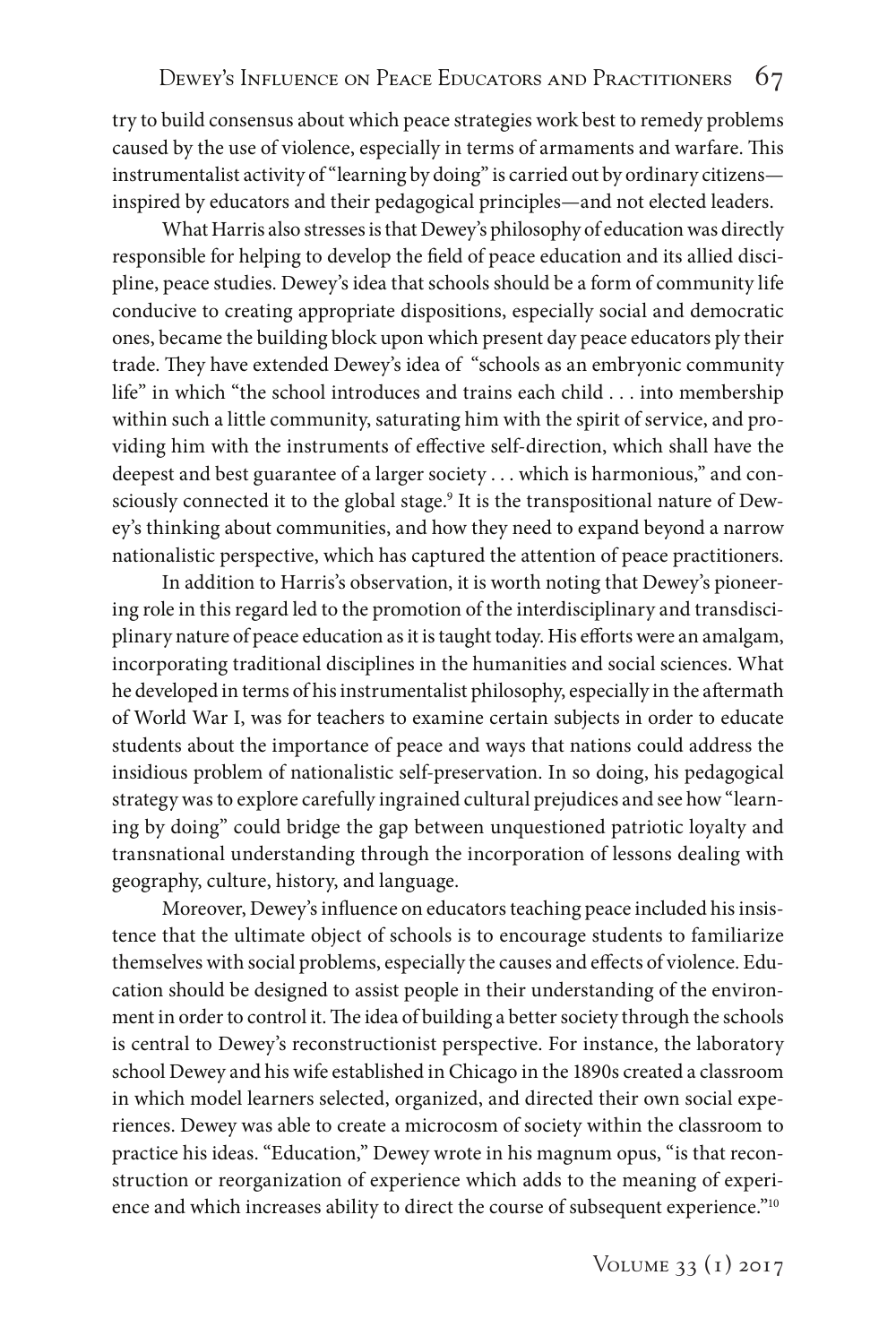try to build consensus about which peace strategies work best to remedy problems caused by the use of violence, especially in terms of armaments and warfare. This instrumentalist activity of "learning by doing" is carried out by ordinary citizens—inspired by educators and their pedagogical principles—and not elected leaders.

What Harris also stresses is that Dewey's philosophy of education was directly responsible for helping to develop the field of peace education and its allied discipline, peace studies. Dewey's idea that schools should be a form of community life conducive to creating appropriate dispositions, especially social and democratic ones, became the building block upon which present day peace educators ply their trade. They have extended Dewey's idea of "schools as an embryonic community life" in which "the school introduces and trains each child . . . into membership within such a little community, saturating him with the spirit of service, and providing him with the instruments of effective self-direction, which shall have the deepest and best guarantee of a larger society . . . which is harmonious," and consciously connected it to the global stage.[9] It is the transpositional nature of Dewey's thinking about communities, and how they need to expand beyond a narrow nationalistic perspective, which has captured the attention of peace practitioners.

In addition to Harris's observation, it is worth noting that Dewey's pioneering role in this regard led to the promotion of the interdisciplinary and transdisciplinary nature of peace education as it is taught today. His efforts were an amalgam, incorporating traditional disciplines in the humanities and social sciences. What he developed in terms of his instrumentalist philosophy, especially in the aftermath of World War I, was for teachers to examine certain subjects in order to educate students about the importance of peace and ways that nations could address the insidious problem of nationalistic self-preservation. In so doing, his pedagogical strategy was to explore carefully ingrained cultural prejudices and see how "learning by doing" could bridge the gap between unquestioned patriotic loyalty and transnational understanding through the incorporation of lessons dealing with geography, culture, history, and language.

Moreover, Dewey's influence on educators teaching peace included his insistence that the ultimate object of schools is to encourage students to familiarize themselves with social problems, especially the causes and effects of violence. Education should be designed to assist people in their understanding of the environment in order to control it. The idea of building a better society through the schools is central to Dewey's reconstructionist perspective. For instance, the laboratory school Dewey and his wife established in Chicago in the 1890s created a classroom in which model learners selected, organized, and directed their own social experiences. Dewey was able to create a microcosm of society within the classroom to practice his ideas. "Education," Dewey wrote in his magnum opus, "is that reconstruction or reorganization of experience which adds to the meaning of experience and which increases ability to direct the course of subsequent experience."[10]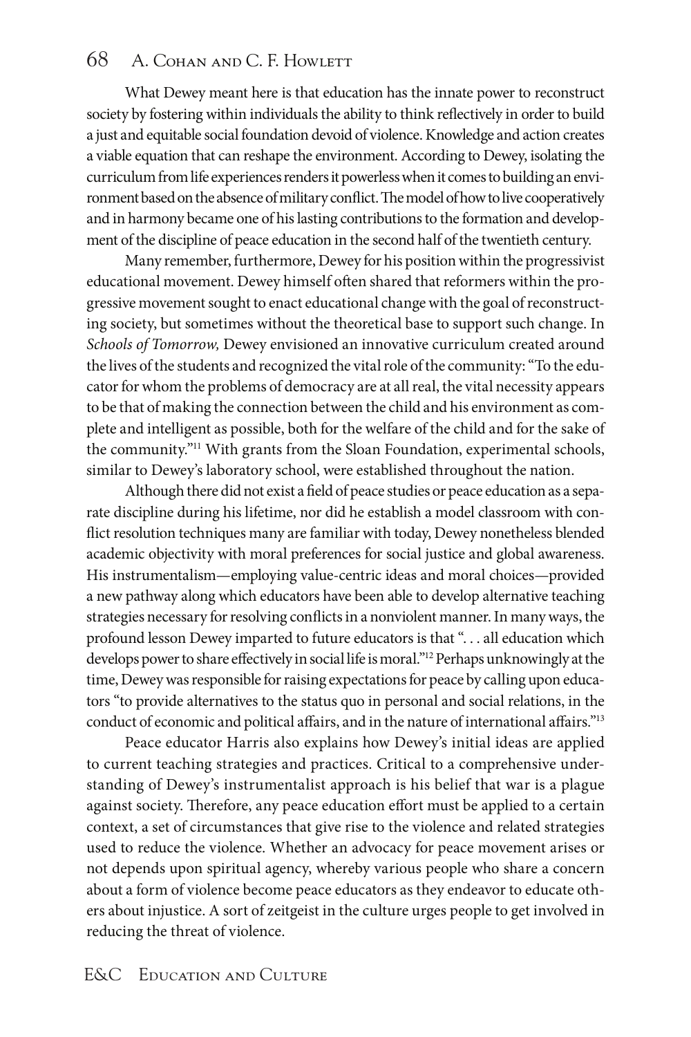What Dewey meant here is that education has the innate power to reconstruct society by fostering within individuals the ability to think reflectively in order to build a just and equitable social foundation devoid of violence. Knowledge and action creates a viable equation that can reshape the environment. According to Dewey, isolating the curriculum from life experiences renders it powerless when it comes to building an environment based on the absence of military conflict. The model of how to live cooperatively and in harmony became one of his lasting contributions to the formation and development of the discipline of peace education in the second half of the twentieth century.

Many remember, furthermore, Dewey for his position within the progressivist educational movement. Dewey himself often shared that reformers within the progressive movement sought to enact educational change with the goal of reconstructing society, but sometimes without the theoretical base to support such change. In *Schools of Tomorrow,* Dewey envisioned an innovative curriculum created around the lives of the students and recognized the vital role of the community: "To the educator for whom the problems of democracy are at all real, the vital necessity appears to be that of making the connection between the child and his environment as complete and intelligent as possible, both for the welfare of the child and for the sake of the community."[11] With grants from the Sloan Foundation, experimental schools, similar to Dewey's laboratory school, were established throughout the nation.

Although there did not exist a field of peace studies or peace education as a separate discipline during his lifetime, nor did he establish a model classroom with conflict resolution techniques many are familiar with today, Dewey nonetheless blended academic objectivity with moral preferences for social justice and global awareness. His instrumentalism—employing value-centric ideas and moral choices—provided a new pathway along which educators have been able to develop alternative teaching strategies necessary for resolving conflicts in a nonviolent manner. In many ways, the profound lesson Dewey imparted to future educators is that ". . . all education which develops power to share effectively in social life is moral."[12] Perhaps unknowingly at the time, Dewey was responsible for raising expectations for peace by calling upon educators "to provide alternatives to the status quo in personal and social relations, in the conduct of economic and political affairs, and in the nature of international affairs."[13]

Peace educator Harris also explains how Dewey's initial ideas are applied to current teaching strategies and practices. Critical to a comprehensive understanding of Dewey's instrumentalist approach is his belief that war is a plague against society. Therefore, any peace education effort must be applied to a certain context, a set of circumstances that give rise to the violence and related strategies used to reduce the violence. Whether an advocacy for peace movement arises or not depends upon spiritual agency, whereby various people who share a concern about a form of violence become peace educators as they endeavor to educate others about injustice. A sort of zeitgeist in the culture urges people to get involved in reducing the threat of violence.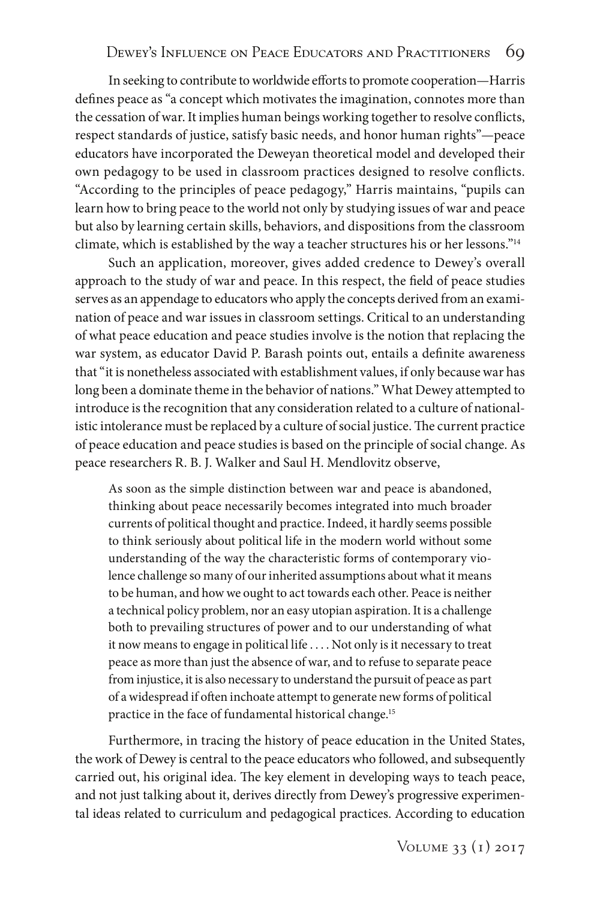In seeking to contribute to worldwide efforts to promote cooperation—Harris defines peace as "a concept which motivates the imagination, connotes more than the cessation of war. It implies human beings working together to resolve conflicts, respect standards of justice, satisfy basic needs, and honor human rights"—peace educators have incorporated the Deweyan theoretical model and developed their own pedagogy to be used in classroom practices designed to resolve conflicts. "According to the principles of peace pedagogy," Harris maintains, "pupils can learn how to bring peace to the world not only by studying issues of war and peace but also by learning certain skills, behaviors, and dispositions from the classroom climate, which is established by the way a teacher structures his or her lessons."[14]

Such an application, moreover, gives added credence to Dewey's overall approach to the study of war and peace. In this respect, the field of peace studies serves as an appendage to educators who apply the concepts derived from an examination of peace and war issues in classroom settings. Critical to an understanding of what peace education and peace studies involve is the notion that replacing the war system, as educator David P. Barash points out, entails a definite awareness that "it is nonetheless associated with establishment values, if only because war has long been a dominate theme in the behavior of nations." What Dewey attempted to introduce is the recognition that any consideration related to a culture of nationalistic intolerance must be replaced by a culture of social justice. The current practice of peace education and peace studies is based on the principle of social change. As peace researchers R. B. J. Walker and Saul H. Mendlovitz observe,

> As soon as the simple distinction between war and peace is abandoned, thinking about peace necessarily becomes integrated into much broader currents of political thought and practice. Indeed, it hardly seems possible to think seriously about political life in the modern world without some understanding of the way the characteristic forms of contemporary violence challenge so many of our inherited assumptions about what it means to be human, and how we ought to act towards each other. Peace is neither a technical policy problem, nor an easy utopian aspiration. It is a challenge both to prevailing structures of power and to our understanding of what it now means to engage in political life . . . . Not only is it necessary to treat peace as more than just the absence of war, and to refuse to separate peace from injustice, it is also necessary to understand the pursuit of peace as part of a widespread if often inchoate attempt to generate new forms of political practice in the face of fundamental historical change.[15]

Furthermore, in tracing the history of peace education in the United States, the work of Dewey is central to the peace educators who followed, and subsequently carried out, his original idea. The key element in developing ways to teach peace, and not just talking about it, derives directly from Dewey's progressive experimental ideas related to curriculum and pedagogical practices. According to education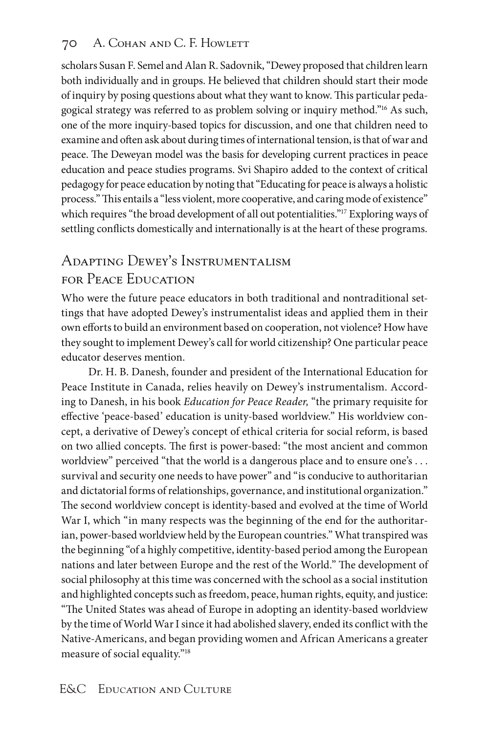scholars Susan F. Semel and Alan R. Sadovnik, "Dewey proposed that children learn both individually and in groups. He believed that children should start their mode of inquiry by posing questions about what they want to know. This particular pedagogical strategy was referred to as problem solving or inquiry method."[16] As such, one of the more inquiry-based topics for discussion, and one that children need to examine and often ask about during times of international tension, is that of war and peace. The Deweyan model was the basis for developing current practices in peace education and peace studies programs. Svi Shapiro added to the context of critical pedagogy for peace education by noting that "Educating for peace is always a holistic process." This entails a "less violent, more cooperative, and caring mode of existence" which requires "the broad development of all out potentialities."[17] Exploring ways of settling conflicts domestically and internationally is at the heart of these programs.

## Adapting Dewey's Instrumentalism for Peace Education

Who were the future peace educators in both traditional and nontraditional settings that have adopted Dewey's instrumentalist ideas and applied them in their own efforts to build an environment based on cooperation, not violence? How have they sought to implement Dewey's call for world citizenship? One particular peace educator deserves mention.

Dr. H. B. Danesh, founder and president of the International Education for Peace Institute in Canada, relies heavily on Dewey's instrumentalism. According to Danesh, in his book *Education for Peace Reader,* "the primary requisite for effective 'peace-based' education is unity-based worldview." His worldview concept, a derivative of Dewey's concept of ethical criteria for social reform, is based on two allied concepts. The first is power-based: "the most ancient and common worldview" perceived "that the world is a dangerous place and to ensure one's . . . survival and security one needs to have power" and "is conducive to authoritarian and dictatorial forms of relationships, governance, and institutional organization." The second worldview concept is identity-based and evolved at the time of World War I, which "in many respects was the beginning of the end for the authoritarian, power-based worldview held by the European countries." What transpired was the beginning "of a highly competitive, identity-based period among the European nations and later between Europe and the rest of the World." The development of social philosophy at this time was concerned with the school as a social institution and highlighted concepts such as freedom, peace, human rights, equity, and justice: "The United States was ahead of Europe in adopting an identity-based worldview by the time of World War I since it had abolished slavery, ended its conflict with the Native-Americans, and began providing women and African Americans a greater measure of social equality."[18]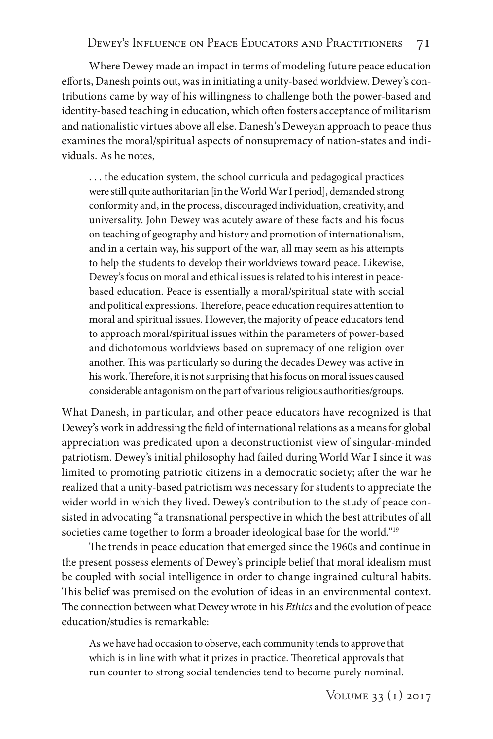Where Dewey made an impact in terms of modeling future peace education efforts, Danesh points out, was in initiating a unity-based worldview. Dewey's contributions came by way of his willingness to challenge both the power-based and identity-based teaching in education, which often fosters acceptance of militarism and nationalistic virtues above all else. Danesh's Deweyan approach to peace thus examines the moral/spiritual aspects of nonsupremacy of nation-states and individuals. As he notes,

> . . . the education system, the school curricula and pedagogical practices were still quite authoritarian [in the World War I period], demanded strong conformity and, in the process, discouraged individuation, creativity, and universality. John Dewey was acutely aware of these facts and his focus on teaching of geography and history and promotion of internationalism, and in a certain way, his support of the war, all may seem as his attempts to help the students to develop their worldviews toward peace. Likewise, Dewey's focus on moral and ethical issues is related to his interest in peace-based education. Peace is essentially a moral/spiritual state with social and political expressions. Therefore, peace education requires attention to moral and spiritual issues. However, the majority of peace educators tend to approach moral/spiritual issues within the parameters of power-based and dichotomous worldviews based on supremacy of one religion over another. This was particularly so during the decades Dewey was active in his work. Therefore, it is not surprising that his focus on moral issues caused considerable antagonism on the part of various religious authorities/groups.

What Danesh, in particular, and other peace educators have recognized is that Dewey's work in addressing the field of international relations as a means for global appreciation was predicated upon a deconstructionist view of singular-minded patriotism. Dewey's initial philosophy had failed during World War I since it was limited to promoting patriotic citizens in a democratic society; after the war he realized that a unity-based patriotism was necessary for students to appreciate the wider world in which they lived. Dewey's contribution to the study of peace consisted in advocating "a transnational perspective in which the best attributes of all societies came together to form a broader ideological base for the world."[19]

The trends in peace education that emerged since the 1960s and continue in the present possess elements of Dewey's principle belief that moral idealism must be coupled with social intelligence in order to change ingrained cultural habits. This belief was premised on the evolution of ideas in an environmental context. The connection between what Dewey wrote in his *Ethics* and the evolution of peace education/studies is remarkable:

> As we have had occasion to observe, each community tends to approve that which is in line with what it prizes in practice. Theoretical approvals that run counter to strong social tendencies tend to become purely nominal.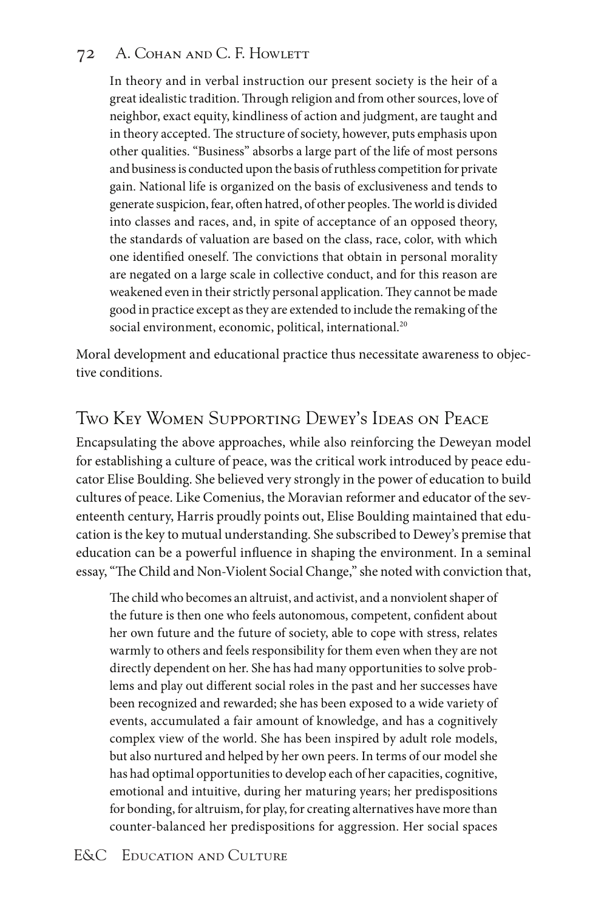> In theory and in verbal instruction our present society is the heir of a great idealistic tradition. Through religion and from other sources, love of neighbor, exact equity, kindliness of action and judgment, are taught and in theory accepted. The structure of society, however, puts emphasis upon other qualities. "Business" absorbs a large part of the life of most persons and business is conducted upon the basis of ruthless competition for private gain. National life is organized on the basis of exclusiveness and tends to generate suspicion, fear, often hatred, of other peoples. The world is divided into classes and races, and, in spite of acceptance of an opposed theory, the standards of valuation are based on the class, race, color, with which one identified oneself. The convictions that obtain in personal morality are negated on a large scale in collective conduct, and for this reason are weakened even in their strictly personal application. They cannot be made good in practice except as they are extended to include the remaking of the social environment, economic, political, international.[20]

Moral development and educational practice thus necessitate awareness to objective conditions.

## Two Key Women Supporting Dewey's Ideas on Peace

Encapsulating the above approaches, while also reinforcing the Deweyan model for establishing a culture of peace, was the critical work introduced by peace educator Elise Boulding. She believed very strongly in the power of education to build cultures of peace. Like Comenius, the Moravian reformer and educator of the seventeenth century, Harris proudly points out, Elise Boulding maintained that education is the key to mutual understanding. She subscribed to Dewey's premise that education can be a powerful influence in shaping the environment. In a seminal essay, "The Child and Non-Violent Social Change," she noted with conviction that,

> The child who becomes an altruist, and activist, and a nonviolent shaper of the future is then one who feels autonomous, competent, confident about her own future and the future of society, able to cope with stress, relates warmly to others and feels responsibility for them even when they are not directly dependent on her. She has had many opportunities to solve problems and play out different social roles in the past and her successes have been recognized and rewarded; she has been exposed to a wide variety of events, accumulated a fair amount of knowledge, and has a cognitively complex view of the world. She has been inspired by adult role models, but also nurtured and helped by her own peers. In terms of our model she has had optimal opportunities to develop each of her capacities, cognitive, emotional and intuitive, during her maturing years; her predispositions for bonding, for altruism, for play, for creating alternatives have more than counter-balanced her predispositions for aggression. Her social spaces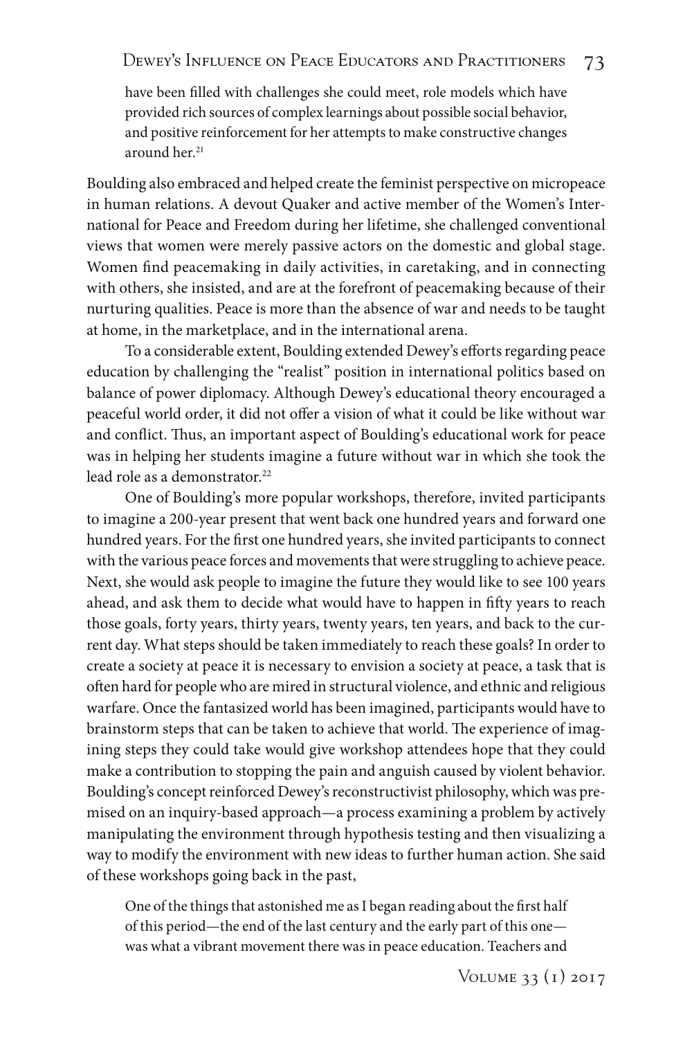> have been filled with challenges she could meet, role models which have provided rich sources of complex learnings about possible social behavior, and positive reinforcement for her attempts to make constructive changes around her.[21]

Boulding also embraced and helped create the feminist perspective on micropeace in human relations. A devout Quaker and active member of the Women's International for Peace and Freedom during her lifetime, she challenged conventional views that women were merely passive actors on the domestic and global stage. Women find peacemaking in daily activities, in caretaking, and in connecting with others, she insisted, and are at the forefront of peacemaking because of their nurturing qualities. Peace is more than the absence of war and needs to be taught at home, in the marketplace, and in the international arena.

To a considerable extent, Boulding extended Dewey's efforts regarding peace education by challenging the "realist" position in international politics based on balance of power diplomacy. Although Dewey's educational theory encouraged a peaceful world order, it did not offer a vision of what it could be like without war and conflict. Thus, an important aspect of Boulding's educational work for peace was in helping her students imagine a future without war in which she took the lead role as a demonstrator.[22]

One of Boulding's more popular workshops, therefore, invited participants to imagine a 200-year present that went back one hundred years and forward one hundred years. For the first one hundred years, she invited participants to connect with the various peace forces and movements that were struggling to achieve peace. Next, she would ask people to imagine the future they would like to see 100 years ahead, and ask them to decide what would have to happen in fifty years to reach those goals, forty years, thirty years, twenty years, ten years, and back to the current day. What steps should be taken immediately to reach these goals? In order to create a society at peace it is necessary to envision a society at peace, a task that is often hard for people who are mired in structural violence, and ethnic and religious warfare. Once the fantasized world has been imagined, participants would have to brainstorm steps that can be taken to achieve that world. The experience of imagining steps they could take would give workshop attendees hope that they could make a contribution to stopping the pain and anguish caused by violent behavior. Boulding's concept reinforced Dewey's reconstructivist philosophy, which was premised on an inquiry-based approach—a process examining a problem by actively manipulating the environment through hypothesis testing and then visualizing a way to modify the environment with new ideas to further human action. She said of these workshops going back in the past,

> One of the things that astonished me as I began reading about the first half of this period—the end of the last century and the early part of this one—was what a vibrant movement there was in peace education. Teachers and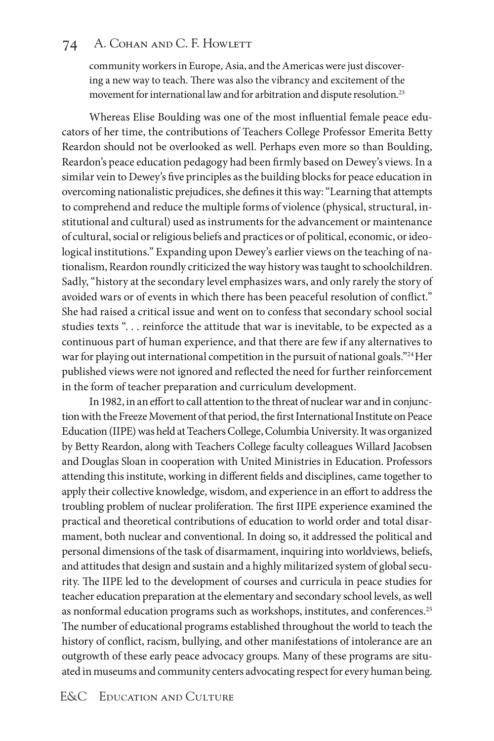community workers in Europe, Asia, and the Americas were just discovering a new way to teach. There was also the vibrancy and excitement of the movement for international law and for arbitration and dispute resolution.[23]

Whereas Elise Boulding was one of the most influential female peace educators of her time, the contributions of Teachers College Professor Emerita Betty Reardon should not be overlooked as well. Perhaps even more so than Boulding, Reardon's peace education pedagogy had been firmly based on Dewey's views. In a similar vein to Dewey's five principles as the building blocks for peace education in overcoming nationalistic prejudices, she defines it this way: "Learning that attempts to comprehend and reduce the multiple forms of violence (physical, structural, institutional and cultural) used as instruments for the advancement or maintenance of cultural, social or religious beliefs and practices or of political, economic, or ideological institutions." Expanding upon Dewey's earlier views on the teaching of nationalism, Reardon roundly criticized the way history was taught to schoolchildren. Sadly, "history at the secondary level emphasizes wars, and only rarely the story of avoided wars or of events in which there has been peaceful resolution of conflict." She had raised a critical issue and went on to confess that secondary school social studies texts ". . . reinforce the attitude that war is inevitable, to be expected as a continuous part of human experience, and that there are few if any alternatives to war for playing out international competition in the pursuit of national goals."[24] Her published views were not ignored and reflected the need for further reinforcement in the form of teacher preparation and curriculum development.

In 1982, in an effort to call attention to the threat of nuclear war and in conjunction with the Freeze Movement of that period, the first International Institute on Peace Education (IIPE) was held at Teachers College, Columbia University. It was organized by Betty Reardon, along with Teachers College faculty colleagues Willard Jacobsen and Douglas Sloan in cooperation with United Ministries in Education. Professors attending this institute, working in different fields and disciplines, came together to apply their collective knowledge, wisdom, and experience in an effort to address the troubling problem of nuclear proliferation. The first IIPE experience examined the practical and theoretical contributions of education to world order and total disarmament, both nuclear and conventional. In doing so, it addressed the political and personal dimensions of the task of disarmament, inquiring into worldviews, beliefs, and attitudes that design and sustain and a highly militarized system of global security. The IIPE led to the development of courses and curricula in peace studies for teacher education preparation at the elementary and secondary school levels, as well as nonformal education programs such as workshops, institutes, and conferences.[25] The number of educational programs established throughout the world to teach the history of conflict, racism, bullying, and other manifestations of intolerance are an outgrowth of these early peace advocacy groups. Many of these programs are situated in museums and community centers advocating respect for every human being.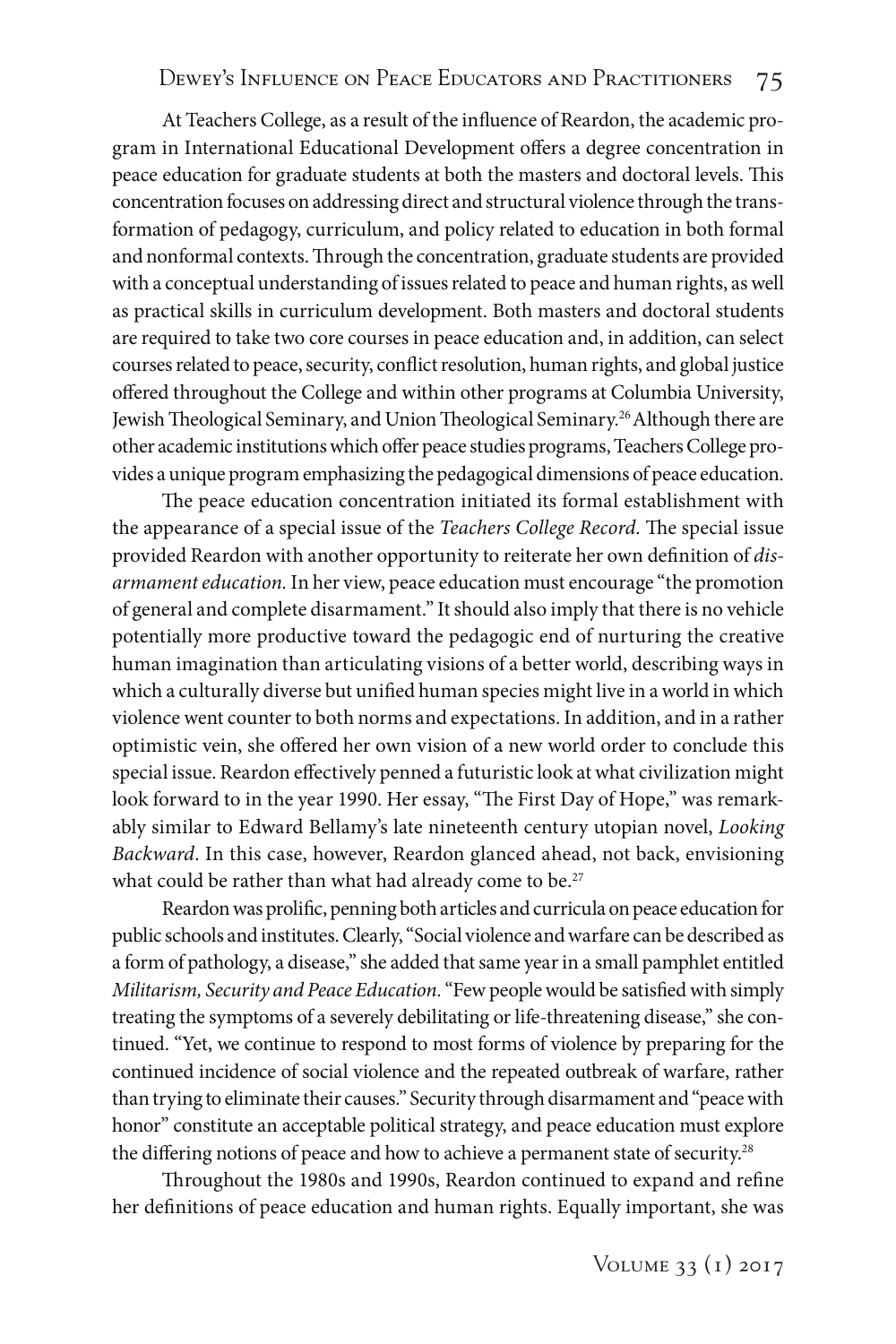At Teachers College, as a result of the influence of Reardon, the academic program in International Educational Development offers a degree concentration in peace education for graduate students at both the masters and doctoral levels. This concentration focuses on addressing direct and structural violence through the transformation of pedagogy, curriculum, and policy related to education in both formal and nonformal contexts. Through the concentration, graduate students are provided with a conceptual understanding of issues related to peace and human rights, as well as practical skills in curriculum development. Both masters and doctoral students are required to take two core courses in peace education and, in addition, can select courses related to peace, security, conflict resolution, human rights, and global justice offered throughout the College and within other programs at Columbia University, Jewish Theological Seminary, and Union Theological Seminary.[26] Although there are other academic institutions which offer peace studies programs, Teachers College provides a unique program emphasizing the pedagogical dimensions of peace education.

The peace education concentration initiated its formal establishment with the appearance of a special issue of the *Teachers College Record.* The special issue provided Reardon with another opportunity to reiterate her own definition of *disarmament education.* In her view, peace education must encourage "the promotion of general and complete disarmament." It should also imply that there is no vehicle potentially more productive toward the pedagogic end of nurturing the creative human imagination than articulating visions of a better world, describing ways in which a culturally diverse but unified human species might live in a world in which violence went counter to both norms and expectations. In addition, and in a rather optimistic vein, she offered her own vision of a new world order to conclude this special issue. Reardon effectively penned a futuristic look at what civilization might look forward to in the year 1990. Her essay, "The First Day of Hope," was remarkably similar to Edward Bellamy's late nineteenth century utopian novel, *Looking Backward*. In this case, however, Reardon glanced ahead, not back, envisioning what could be rather than what had already come to be.[27]

Reardon was prolific, penning both articles and curricula on peace education for public schools and institutes. Clearly, "Social violence and warfare can be described as a form of pathology, a disease," she added that same year in a small pamphlet entitled *Militarism, Security and Peace Education.* "Few people would be satisfied with simply treating the symptoms of a severely debilitating or life-threatening disease," she continued. "Yet, we continue to respond to most forms of violence by preparing for the continued incidence of social violence and the repeated outbreak of warfare, rather than trying to eliminate their causes." Security through disarmament and "peace with honor" constitute an acceptable political strategy, and peace education must explore the differing notions of peace and how to achieve a permanent state of security.[28]

Throughout the 1980s and 1990s, Reardon continued to expand and refine her definitions of peace education and human rights. Equally important, she was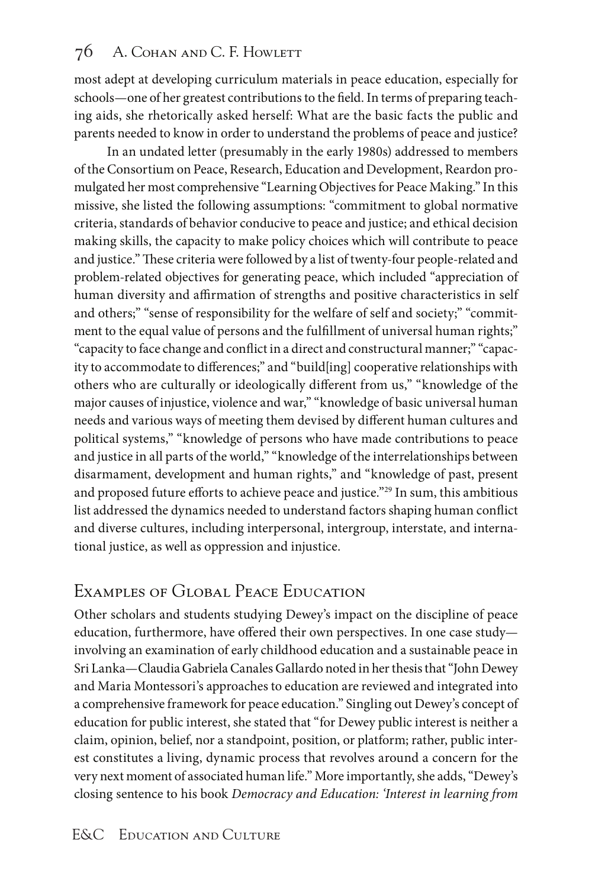most adept at developing curriculum materials in peace education, especially for schools—one of her greatest contributions to the field. In terms of preparing teaching aids, she rhetorically asked herself: What are the basic facts the public and parents needed to know in order to understand the problems of peace and justice?

In an undated letter (presumably in the early 1980s) addressed to members of the Consortium on Peace, Research, Education and Development, Reardon promulgated her most comprehensive "Learning Objectives for Peace Making." In this missive, she listed the following assumptions: "commitment to global normative criteria, standards of behavior conducive to peace and justice; and ethical decision making skills, the capacity to make policy choices which will contribute to peace and justice." These criteria were followed by a list of twenty-four people-related and problem-related objectives for generating peace, which included "appreciation of human diversity and affirmation of strengths and positive characteristics in self and others;" "sense of responsibility for the welfare of self and society;" "commitment to the equal value of persons and the fulfillment of universal human rights;" "capacity to face change and conflict in a direct and constructural manner;" "capacity to accommodate to differences;" and "build[ing] cooperative relationships with others who are culturally or ideologically different from us," "knowledge of the major causes of injustice, violence and war," "knowledge of basic universal human needs and various ways of meeting them devised by different human cultures and political systems," "knowledge of persons who have made contributions to peace and justice in all parts of the world," "knowledge of the interrelationships between disarmament, development and human rights," and "knowledge of past, present and proposed future efforts to achieve peace and justice."[29] In sum, this ambitious list addressed the dynamics needed to understand factors shaping human conflict and diverse cultures, including interpersonal, intergroup, interstate, and international justice, as well as oppression and injustice.

## Examples of Global Peace Education

Other scholars and students studying Dewey's impact on the discipline of peace education, furthermore, have offered their own perspectives. In one case study—involving an examination of early childhood education and a sustainable peace in Sri Lanka—Claudia Gabriela Canales Gallardo noted in her thesis that "John Dewey and Maria Montessori's approaches to education are reviewed and integrated into a comprehensive framework for peace education." Singling out Dewey's concept of education for public interest, she stated that "for Dewey public interest is neither a claim, opinion, belief, nor a standpoint, position, or platform; rather, public interest constitutes a living, dynamic process that revolves around a concern for the very next moment of associated human life." More importantly, she adds, "Dewey's closing sentence to his book *Democracy and Education: 'Interest in learning from*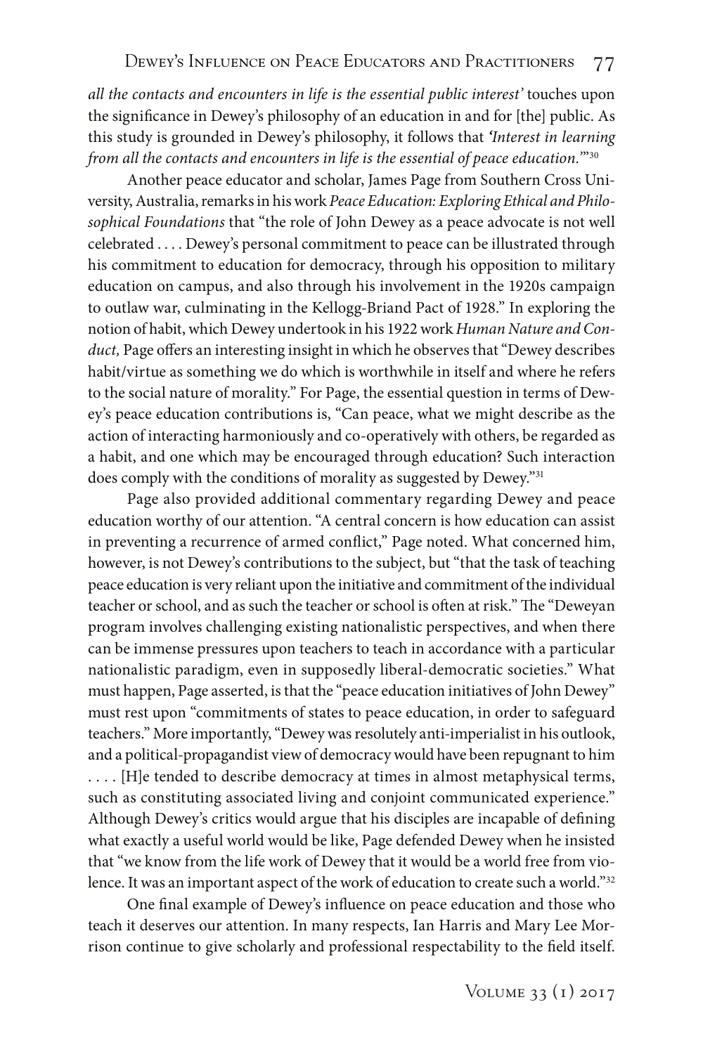*all the contacts and encounters in life is the essential public interest'* touches upon the significance in Dewey's philosophy of an education in and for [the] public. As this study is grounded in Dewey's philosophy, it follows that *'Interest in learning from all the contacts and encounters in life is the essential of peace education.'*"[30]

Another peace educator and scholar, James Page from Southern Cross University, Australia, remarks in his work *Peace Education: Exploring Ethical and Philosophical Foundations* that "the role of John Dewey as a peace advocate is not well celebrated . . . . Dewey's personal commitment to peace can be illustrated through his commitment to education for democracy, through his opposition to military education on campus, and also through his involvement in the 1920s campaign to outlaw war, culminating in the Kellogg-Briand Pact of 1928." In exploring the notion of habit, which Dewey undertook in his 1922 work *Human Nature and Conduct,* Page offers an interesting insight in which he observes that "Dewey describes habit/virtue as something we do which is worthwhile in itself and where he refers to the social nature of morality." For Page, the essential question in terms of Dewey's peace education contributions is, "Can peace, what we might describe as the action of interacting harmoniously and co-operatively with others, be regarded as a habit, and one which may be encouraged through education? Such interaction does comply with the conditions of morality as suggested by Dewey."[31]

Page also provided additional commentary regarding Dewey and peace education worthy of our attention. "A central concern is how education can assist in preventing a recurrence of armed conflict," Page noted. What concerned him, however, is not Dewey's contributions to the subject, but "that the task of teaching peace education is very reliant upon the initiative and commitment of the individual teacher or school, and as such the teacher or school is often at risk." The "Deweyan program involves challenging existing nationalistic perspectives, and when there can be immense pressures upon teachers to teach in accordance with a particular nationalistic paradigm, even in supposedly liberal-democratic societies." What must happen, Page asserted, is that the "peace education initiatives of John Dewey" must rest upon "commitments of states to peace education, in order to safeguard teachers." More importantly, "Dewey was resolutely anti-imperialist in his outlook, and a political-propagandist view of democracy would have been repugnant to him . . . . [H]e tended to describe democracy at times in almost metaphysical terms, such as constituting associated living and conjoint communicated experience." Although Dewey's critics would argue that his disciples are incapable of defining what exactly a useful world would be like, Page defended Dewey when he insisted that "we know from the life work of Dewey that it would be a world free from violence. It was an important aspect of the work of education to create such a world."[32]

One final example of Dewey's influence on peace education and those who teach it deserves our attention. In many respects, Ian Harris and Mary Lee Morrison continue to give scholarly and professional respectability to the field itself.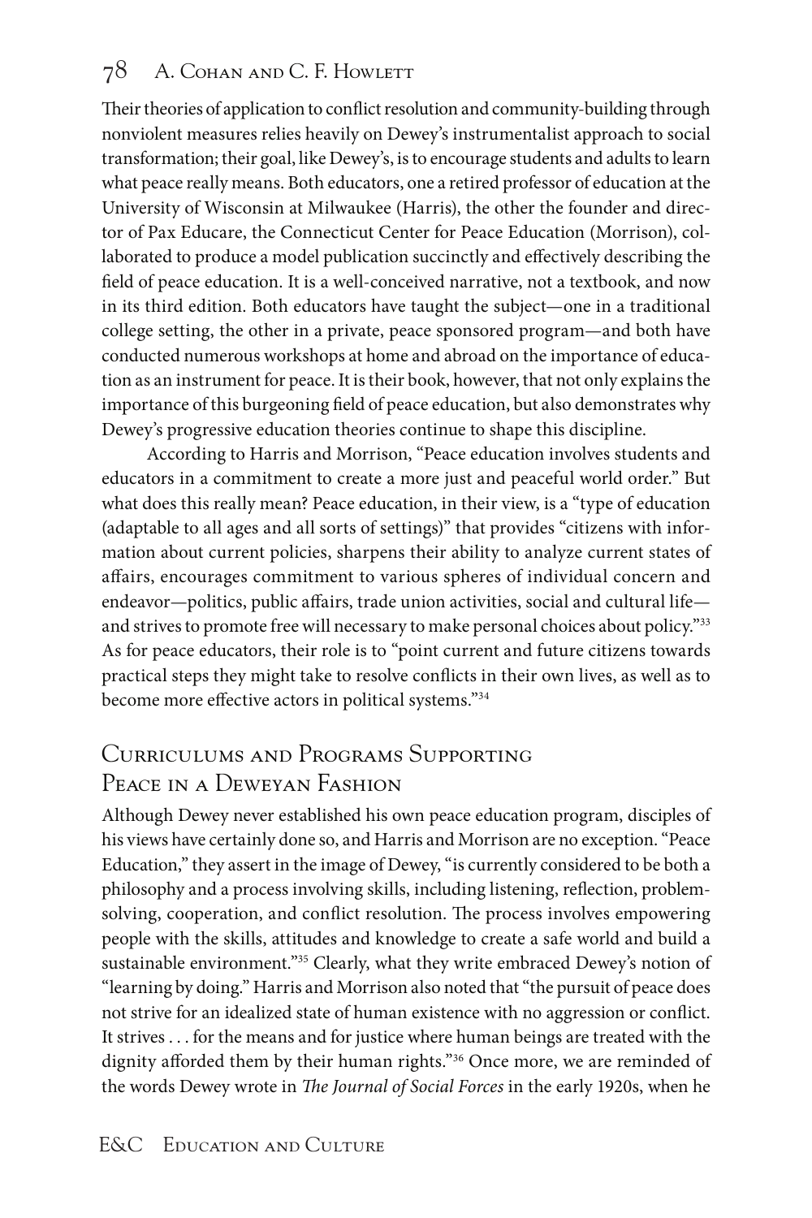Their theories of application to conflict resolution and community-building through nonviolent measures relies heavily on Dewey's instrumentalist approach to social transformation; their goal, like Dewey's, is to encourage students and adults to learn what peace really means. Both educators, one a retired professor of education at the University of Wisconsin at Milwaukee (Harris), the other the founder and director of Pax Educare, the Connecticut Center for Peace Education (Morrison), collaborated to produce a model publication succinctly and effectively describing the field of peace education. It is a well-conceived narrative, not a textbook, and now in its third edition. Both educators have taught the subject—one in a traditional college setting, the other in a private, peace sponsored program—and both have conducted numerous workshops at home and abroad on the importance of education as an instrument for peace. It is their book, however, that not only explains the importance of this burgeoning field of peace education, but also demonstrates why Dewey's progressive education theories continue to shape this discipline.

According to Harris and Morrison, "Peace education involves students and educators in a commitment to create a more just and peaceful world order." But what does this really mean? Peace education, in their view, is a "type of education (adaptable to all ages and all sorts of settings)" that provides "citizens with information about current policies, sharpens their ability to analyze current states of affairs, encourages commitment to various spheres of individual concern and endeavor—politics, public affairs, trade union activities, social and cultural life—and strives to promote free will necessary to make personal choices about policy."[33] As for peace educators, their role is to "point current and future citizens towards practical steps they might take to resolve conflicts in their own lives, as well as to become more effective actors in political systems."[34]

## Curriculums and Programs Supporting Peace in a Deweyan Fashion

Although Dewey never established his own peace education program, disciples of his views have certainly done so, and Harris and Morrison are no exception. "Peace Education," they assert in the image of Dewey, "is currently considered to be both a philosophy and a process involving skills, including listening, reflection, problem-solving, cooperation, and conflict resolution. The process involves empowering people with the skills, attitudes and knowledge to create a safe world and build a sustainable environment."[35] Clearly, what they write embraced Dewey's notion of "learning by doing." Harris and Morrison also noted that "the pursuit of peace does not strive for an idealized state of human existence with no aggression or conflict. It strives . . . for the means and for justice where human beings are treated with the dignity afforded them by their human rights."[36] Once more, we are reminded of the words Dewey wrote in *The Journal of Social Forces* in the early 1920s, when he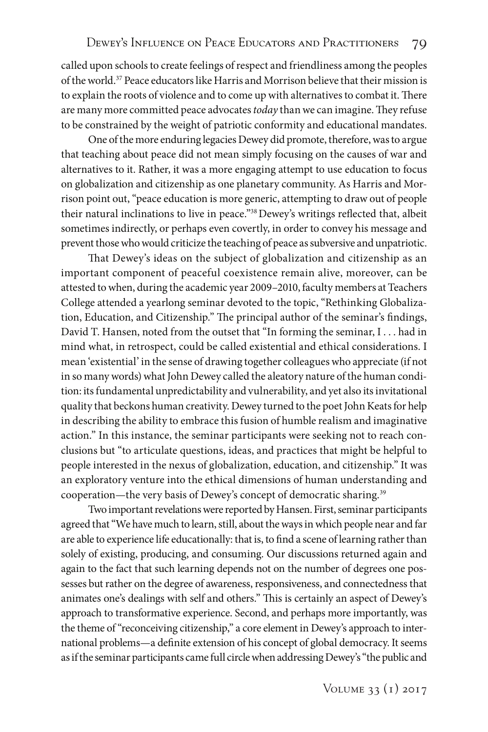called upon schools to create feelings of respect and friendliness among the peoples of the world.[37] Peace educators like Harris and Morrison believe that their mission is to explain the roots of violence and to come up with alternatives to combat it. There are many more committed peace advocates *today* than we can imagine. They refuse to be constrained by the weight of patriotic conformity and educational mandates.

One of the more enduring legacies Dewey did promote, therefore, was to argue that teaching about peace did not mean simply focusing on the causes of war and alternatives to it. Rather, it was a more engaging attempt to use education to focus on globalization and citizenship as one planetary community. As Harris and Morrison point out, "peace education is more generic, attempting to draw out of people their natural inclinations to live in peace."[38] Dewey's writings reflected that, albeit sometimes indirectly, or perhaps even covertly, in order to convey his message and prevent those who would criticize the teaching of peace as subversive and unpatriotic.

That Dewey's ideas on the subject of globalization and citizenship as an important component of peaceful coexistence remain alive, moreover, can be attested to when, during the academic year 2009–2010, faculty members at Teachers College attended a yearlong seminar devoted to the topic, "Rethinking Globalization, Education, and Citizenship." The principal author of the seminar's findings, David T. Hansen, noted from the outset that "In forming the seminar, I . . . had in mind what, in retrospect, could be called existential and ethical considerations. I mean 'existential' in the sense of drawing together colleagues who appreciate (if not in so many words) what John Dewey called the aleatory nature of the human condition: its fundamental unpredictability and vulnerability, and yet also its invitational quality that beckons human creativity. Dewey turned to the poet John Keats for help in describing the ability to embrace this fusion of humble realism and imaginative action." In this instance, the seminar participants were seeking not to reach conclusions but "to articulate questions, ideas, and practices that might be helpful to people interested in the nexus of globalization, education, and citizenship." It was an exploratory venture into the ethical dimensions of human understanding and cooperation—the very basis of Dewey's concept of democratic sharing.[39]

Two important revelations were reported by Hansen. First, seminar participants agreed that "We have much to learn, still, about the ways in which people near and far are able to experience life educationally: that is, to find a scene of learning rather than solely of existing, producing, and consuming. Our discussions returned again and again to the fact that such learning depends not on the number of degrees one possesses but rather on the degree of awareness, responsiveness, and connectedness that animates one's dealings with self and others." This is certainly an aspect of Dewey's approach to transformative experience. Second, and perhaps more importantly, was the theme of "reconceiving citizenship," a core element in Dewey's approach to international problems—a definite extension of his concept of global democracy. It seems as if the seminar participants came full circle when addressing Dewey's "the public and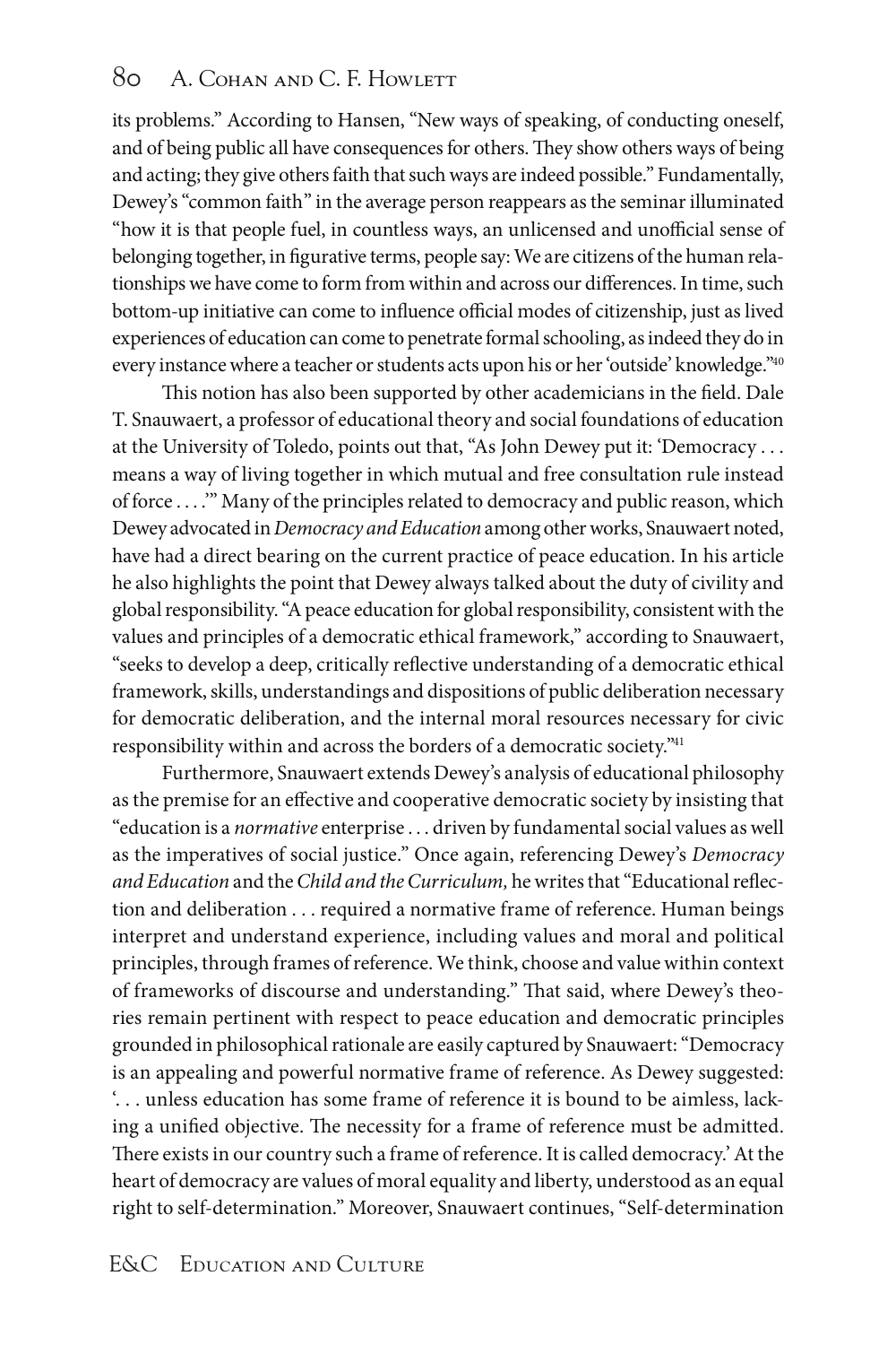its problems." According to Hansen, "New ways of speaking, of conducting oneself, and of being public all have consequences for others. They show others ways of being and acting; they give others faith that such ways are indeed possible." Fundamentally, Dewey's "common faith" in the average person reappears as the seminar illuminated "how it is that people fuel, in countless ways, an unlicensed and unofficial sense of belonging together, in figurative terms, people say: We are citizens of the human relationships we have come to form from within and across our differences. In time, such bottom-up initiative can come to influence official modes of citizenship, just as lived experiences of education can come to penetrate formal schooling, as indeed they do in every instance where a teacher or students acts upon his or her 'outside' knowledge."[40]

This notion has also been supported by other academicians in the field. Dale T. Snauwaert, a professor of educational theory and social foundations of education at the University of Toledo, points out that, "As John Dewey put it: 'Democracy . . . means a way of living together in which mutual and free consultation rule instead of force . . . .'" Many of the principles related to democracy and public reason, which Dewey advocated in *Democracy and Education* among other works, Snauwaert noted, have had a direct bearing on the current practice of peace education. In his article he also highlights the point that Dewey always talked about the duty of civility and global responsibility. "A peace education for global responsibility, consistent with the values and principles of a democratic ethical framework," according to Snauwaert, "seeks to develop a deep, critically reflective understanding of a democratic ethical framework, skills, understandings and dispositions of public deliberation necessary for democratic deliberation, and the internal moral resources necessary for civic responsibility within and across the borders of a democratic society."[41]

Furthermore, Snauwaert extends Dewey's analysis of educational philosophy as the premise for an effective and cooperative democratic society by insisting that "education is a *normative* enterprise . . . driven by fundamental social values as well as the imperatives of social justice." Once again, referencing Dewey's *Democracy and Education* and the *Child and the Curriculum,* he writes that "Educational reflection and deliberation . . . required a normative frame of reference. Human beings interpret and understand experience, including values and moral and political principles, through frames of reference. We think, choose and value within context of frameworks of discourse and understanding." That said, where Dewey's theories remain pertinent with respect to peace education and democratic principles grounded in philosophical rationale are easily captured by Snauwaert: "Democracy is an appealing and powerful normative frame of reference. As Dewey suggested: '. . . unless education has some frame of reference it is bound to be aimless, lacking a unified objective. The necessity for a frame of reference must be admitted. There exists in our country such a frame of reference. It is called democracy.' At the heart of democracy are values of moral equality and liberty, understood as an equal right to self-determination." Moreover, Snauwaert continues, "Self-determination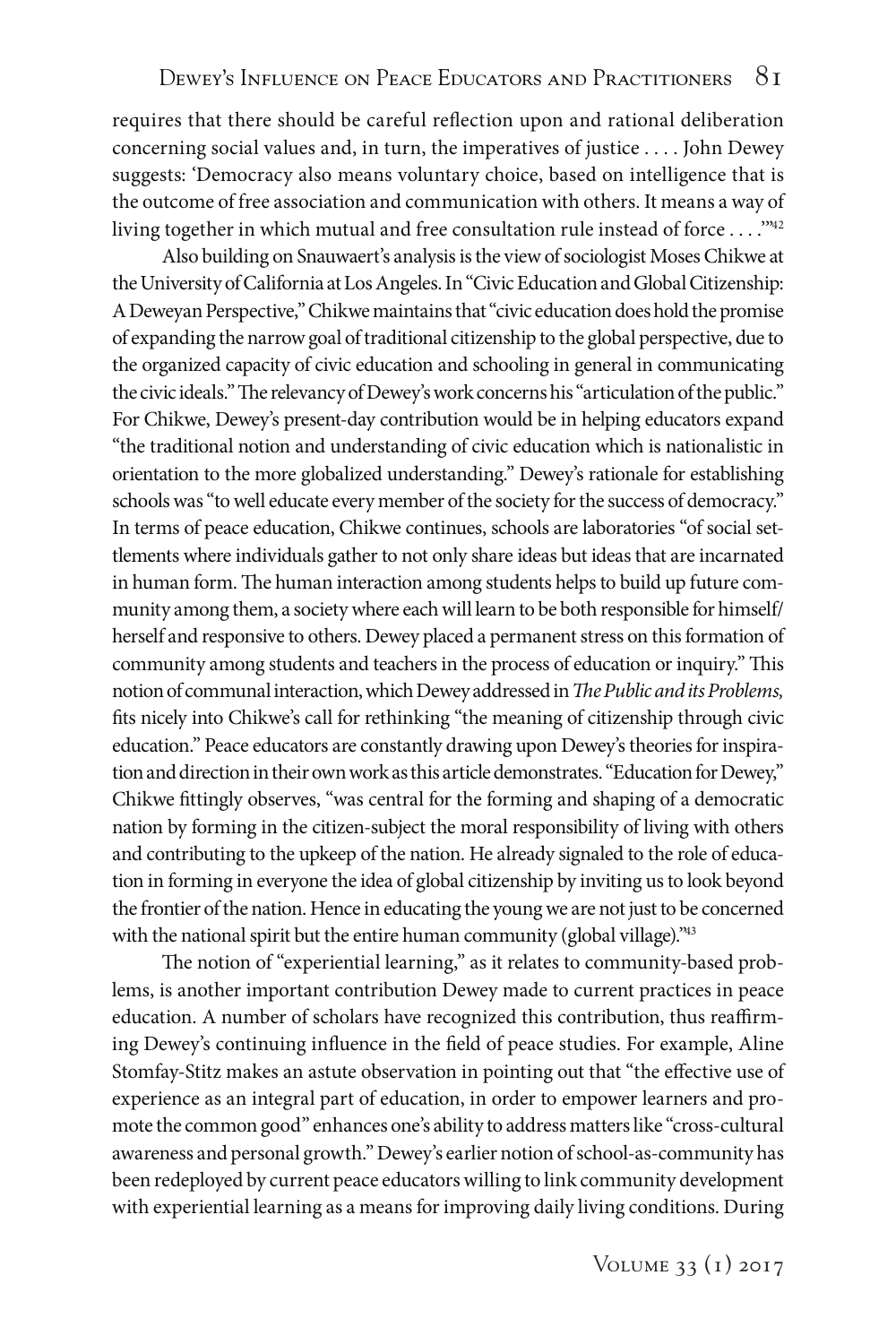requires that there should be careful reflection upon and rational deliberation concerning social values and, in turn, the imperatives of justice . . . . John Dewey suggests: 'Democracy also means voluntary choice, based on intelligence that is the outcome of free association and communication with others. It means a way of living together in which mutual and free consultation rule instead of force . . . .'"[42]

Also building on Snauwaert's analysis is the view of sociologist Moses Chikwe at the University of California at Los Angeles. In "Civic Education and Global Citizenship: A Deweyan Perspective," Chikwe maintains that "civic education does hold the promise of expanding the narrow goal of traditional citizenship to the global perspective, due to the organized capacity of civic education and schooling in general in communicating the civic ideals." The relevancy of Dewey's work concerns his "articulation of the public." For Chikwe, Dewey's present-day contribution would be in helping educators expand "the traditional notion and understanding of civic education which is nationalistic in orientation to the more globalized understanding." Dewey's rationale for establishing schools was "to well educate every member of the society for the success of democracy." In terms of peace education, Chikwe continues, schools are laboratories "of social settlements where individuals gather to not only share ideas but ideas that are incarnated in human form. The human interaction among students helps to build up future community among them, a society where each will learn to be both responsible for himself/herself and responsive to others. Dewey placed a permanent stress on this formation of community among students and teachers in the process of education or inquiry." This notion of communal interaction, which Dewey addressed in *The Public and its Problems,* fits nicely into Chikwe's call for rethinking "the meaning of citizenship through civic education." Peace educators are constantly drawing upon Dewey's theories for inspiration and direction in their own work as this article demonstrates. "Education for Dewey," Chikwe fittingly observes, "was central for the forming and shaping of a democratic nation by forming in the citizen-subject the moral responsibility of living with others and contributing to the upkeep of the nation. He already signaled to the role of education in forming in everyone the idea of global citizenship by inviting us to look beyond the frontier of the nation. Hence in educating the young we are not just to be concerned with the national spirit but the entire human community (global village)."[43]

The notion of "experiential learning," as it relates to community-based problems, is another important contribution Dewey made to current practices in peace education. A number of scholars have recognized this contribution, thus reaffirming Dewey's continuing influence in the field of peace studies. For example, Aline Stomfay-Stitz makes an astute observation in pointing out that "the effective use of experience as an integral part of education, in order to empower learners and promote the common good" enhances one's ability to address matters like "cross-cultural awareness and personal growth." Dewey's earlier notion of school-as-community has been redeployed by current peace educators willing to link community development with experiential learning as a means for improving daily living conditions. During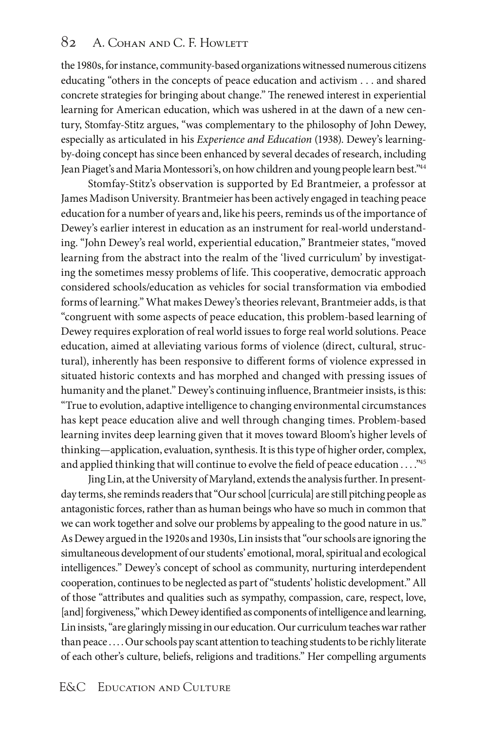the 1980s, for instance, community-based organizations witnessed numerous citizens educating "others in the concepts of peace education and activism . . . and shared concrete strategies for bringing about change." The renewed interest in experiential learning for American education, which was ushered in at the dawn of a new century, Stomfay-Stitz argues, "was complementary to the philosophy of John Dewey, especially as articulated in his *Experience and Education* (1938). Dewey's learning-by-doing concept has since been enhanced by several decades of research, including Jean Piaget's and Maria Montessori's, on how children and young people learn best."[44]

Stomfay-Stitz's observation is supported by Ed Brantmeier, a professor at James Madison University. Brantmeier has been actively engaged in teaching peace education for a number of years and, like his peers, reminds us of the importance of Dewey's earlier interest in education as an instrument for real-world understanding. "John Dewey's real world, experiential education," Brantmeier states, "moved learning from the abstract into the realm of the 'lived curriculum' by investigating the sometimes messy problems of life. This cooperative, democratic approach considered schools/education as vehicles for social transformation via embodied forms of learning." What makes Dewey's theories relevant, Brantmeier adds, is that "congruent with some aspects of peace education, this problem-based learning of Dewey requires exploration of real world issues to forge real world solutions. Peace education, aimed at alleviating various forms of violence (direct, cultural, structural), inherently has been responsive to different forms of violence expressed in situated historic contexts and has morphed and changed with pressing issues of humanity and the planet." Dewey's continuing influence, Brantmeier insists, is this: "True to evolution, adaptive intelligence to changing environmental circumstances has kept peace education alive and well through changing times. Problem-based learning invites deep learning given that it moves toward Bloom's higher levels of thinking—application, evaluation, synthesis. It is this type of higher order, complex, and applied thinking that will continue to evolve the field of peace education . . . ."[45]

Jing Lin, at the University of Maryland, extends the analysis further. In present-day terms, she reminds readers that "Our school [curricula] are still pitching people as antagonistic forces, rather than as human beings who have so much in common that we can work together and solve our problems by appealing to the good nature in us." As Dewey argued in the 1920s and 1930s, Lin insists that "our schools are ignoring the simultaneous development of our students' emotional, moral, spiritual and ecological intelligences." Dewey's concept of school as community, nurturing interdependent cooperation, continues to be neglected as part of "students' holistic development." All of those "attributes and qualities such as sympathy, compassion, care, respect, love, [and] forgiveness," which Dewey identified as components of intelligence and learning, Lin insists, "are glaringly missing in our education. Our curriculum teaches war rather than peace . . . . Our schools pay scant attention to teaching students to be richly literate of each other's culture, beliefs, religions and traditions." Her compelling arguments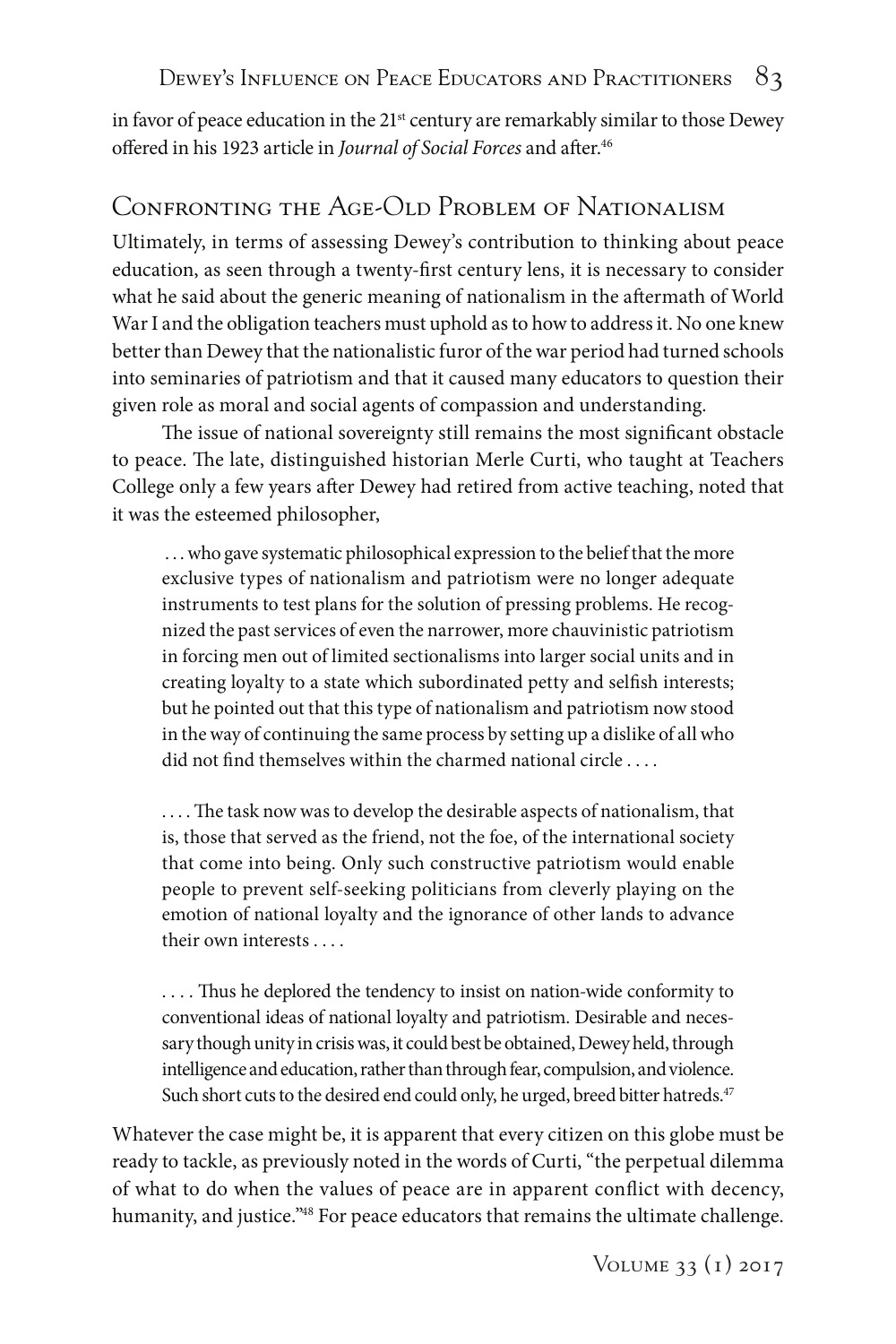in favor of peace education in the 21st century are remarkably similar to those Dewey offered in his 1923 article in *Journal of Social Forces* and after.[46]

## Confronting the Age-Old Problem of Nationalism

Ultimately, in terms of assessing Dewey's contribution to thinking about peace education, as seen through a twenty-first century lens, it is necessary to consider what he said about the generic meaning of nationalism in the aftermath of World War I and the obligation teachers must uphold as to how to address it. No one knew better than Dewey that the nationalistic furor of the war period had turned schools into seminaries of patriotism and that it caused many educators to question their given role as moral and social agents of compassion and understanding.

The issue of national sovereignty still remains the most significant obstacle to peace. The late, distinguished historian Merle Curti, who taught at Teachers College only a few years after Dewey had retired from active teaching, noted that it was the esteemed philosopher,

> . . . who gave systematic philosophical expression to the belief that the more exclusive types of nationalism and patriotism were no longer adequate instruments to test plans for the solution of pressing problems. He recognized the past services of even the narrower, more chauvinistic patriotism in forcing men out of limited sectionalisms into larger social units and in creating loyalty to a state which subordinated petty and selfish interests; but he pointed out that this type of nationalism and patriotism now stood in the way of continuing the same process by setting up a dislike of all who did not find themselves within the charmed national circle . . . .
>
> . . . . The task now was to develop the desirable aspects of nationalism, that is, those that served as the friend, not the foe, of the international society that come into being. Only such constructive patriotism would enable people to prevent self-seeking politicians from cleverly playing on the emotion of national loyalty and the ignorance of other lands to advance their own interests . . . .
>
> . . . . Thus he deplored the tendency to insist on nation-wide conformity to conventional ideas of national loyalty and patriotism. Desirable and necessary though unity in crisis was, it could best be obtained, Dewey held, through intelligence and education, rather than through fear, compulsion, and violence. Such short cuts to the desired end could only, he urged, breed bitter hatreds.[47]

Whatever the case might be, it is apparent that every citizen on this globe must be ready to tackle, as previously noted in the words of Curti, "the perpetual dilemma of what to do when the values of peace are in apparent conflict with decency, humanity, and justice."[48] For peace educators that remains the ultimate challenge.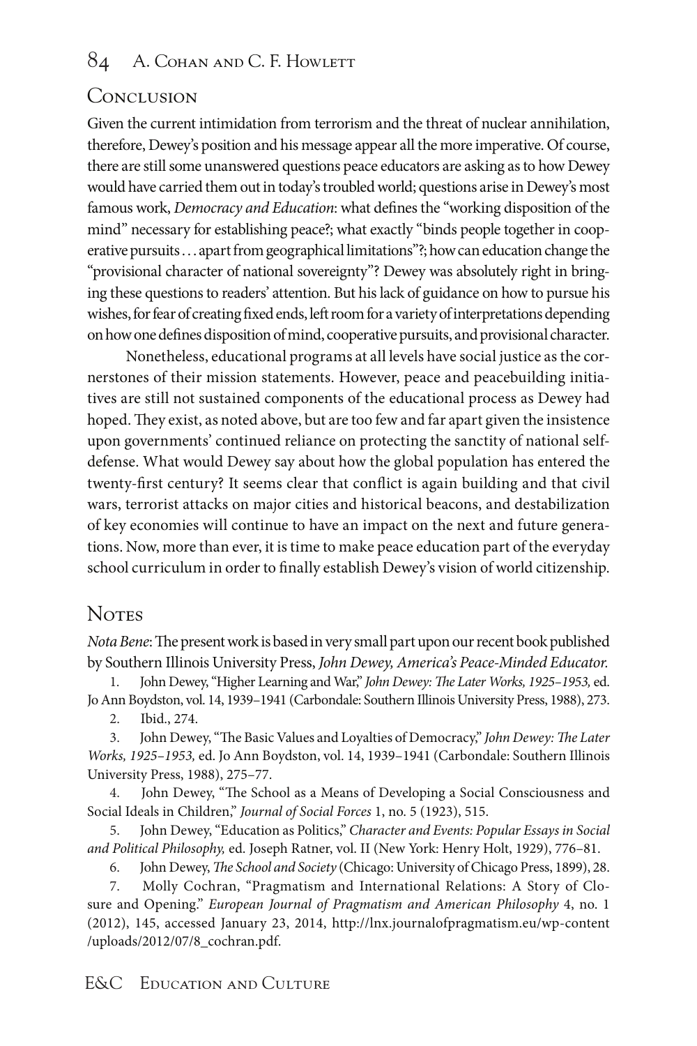## Conclusion

Given the current intimidation from terrorism and the threat of nuclear annihilation, therefore, Dewey's position and his message appear all the more imperative. Of course, there are still some unanswered questions peace educators are asking as to how Dewey would have carried them out in today's troubled world; questions arise in Dewey's most famous work, *Democracy and Education*: what defines the "working disposition of the mind" necessary for establishing peace?; what exactly "binds people together in cooperative pursuits . . . apart from geographical limitations"?; how can education change the "provisional character of national sovereignty"? Dewey was absolutely right in bringing these questions to readers' attention. But his lack of guidance on how to pursue his wishes, for fear of creating fixed ends, left room for a variety of interpretations depending on how one defines disposition of mind, cooperative pursuits, and provisional character.

Nonetheless, educational programs at all levels have social justice as the cornerstones of their mission statements. However, peace and peacebuilding initiatives are still not sustained components of the educational process as Dewey had hoped. They exist, as noted above, but are too few and far apart given the insistence upon governments' continued reliance on protecting the sanctity of national self-defense. What would Dewey say about how the global population has entered the twenty-first century? It seems clear that conflict is again building and that civil wars, terrorist attacks on major cities and historical beacons, and destabilization of key economies will continue to have an impact on the next and future generations. Now, more than ever, it is time to make peace education part of the everyday school curriculum in order to finally establish Dewey's vision of world citizenship.

## Notes

*Nota Bene*: The present work is based in very small part upon our recent book published by Southern Illinois University Press, *John Dewey, America's Peace-Minded Educator.*

1. John Dewey, "Higher Learning and War," *John Dewey: The Later Works, 1925–1953,* ed. Jo Ann Boydston, vol. 14, 1939–1941 (Carbondale: Southern Illinois University Press, 1988), 273.
2. Ibid., 274.
3. John Dewey, "The Basic Values and Loyalties of Democracy," *John Dewey: The Later Works, 1925–1953,* ed. Jo Ann Boydston, vol. 14, 1939–1941 (Carbondale: Southern Illinois University Press, 1988), 275–77.
4. John Dewey, "The School as a Means of Developing a Social Consciousness and Social Ideals in Children," *Journal of Social Forces* 1, no. 5 (1923), 515.
5. John Dewey, "Education as Politics," *Character and Events: Popular Essays in Social and Political Philosophy,* ed. Joseph Ratner, vol. II (New York: Henry Holt, 1929), 776–81.
6. John Dewey, *The School and Society* (Chicago: University of Chicago Press, 1899), 28.
7. Molly Cochran, "Pragmatism and International Relations: A Story of Closure and Opening." *European Journal of Pragmatism and American Philosophy* 4, no. 1 (2012), 145, accessed January 23, 2014, http://lnx.journalofpragmatism.eu/wp-content/uploads/2012/07/8_cochran.pdf.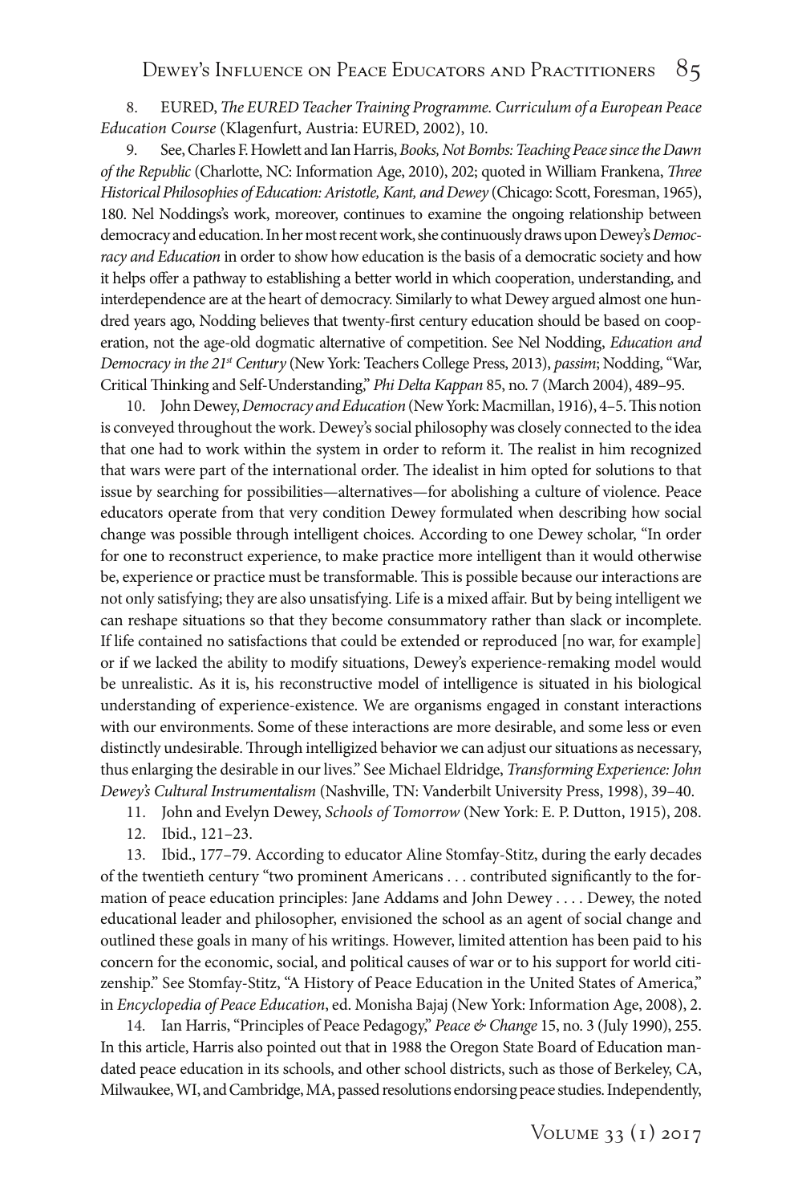8. EURED, *The EURED Teacher Training Programme. Curriculum of a European Peace Education Course* (Klagenfurt, Austria: EURED, 2002), 10.

9. See, Charles F. Howlett and Ian Harris, *Books, Not Bombs: Teaching Peace since the Dawn of the Republic* (Charlotte, NC: Information Age, 2010), 202; quoted in William Frankena, *Three Historical Philosophies of Education: Aristotle, Kant, and Dewey* (Chicago: Scott, Foresman, 1965), 180. Nel Noddings's work, moreover, continues to examine the ongoing relationship between democracy and education. In her most recent work, she continuously draws upon Dewey's *Democracy and Education* in order to show how education is the basis of a democratic society and how it helps offer a pathway to establishing a better world in which cooperation, understanding, and interdependence are at the heart of democracy. Similarly to what Dewey argued almost one hundred years ago, Nodding believes that twenty-first century education should be based on cooperation, not the age-old dogmatic alternative of competition. See Nel Nodding, *Education and Democracy in the 21st Century* (New York: Teachers College Press, 2013), *passim*; Nodding, "War, Critical Thinking and Self-Understanding," *Phi Delta Kappan* 85, no. 7 (March 2004), 489–95.

10. John Dewey, *Democracy and Education* (New York: Macmillan, 1916), 4–5. This notion is conveyed throughout the work. Dewey's social philosophy was closely connected to the idea that one had to work within the system in order to reform it. The realist in him recognized that wars were part of the international order. The idealist in him opted for solutions to that issue by searching for possibilities—alternatives—for abolishing a culture of violence. Peace educators operate from that very condition Dewey formulated when describing how social change was possible through intelligent choices. According to one Dewey scholar, "In order for one to reconstruct experience, to make practice more intelligent than it would otherwise be, experience or practice must be transformable. This is possible because our interactions are not only satisfying; they are also unsatisfying. Life is a mixed affair. But by being intelligent we can reshape situations so that they become consummatory rather than slack or incomplete. If life contained no satisfactions that could be extended or reproduced [no war, for example] or if we lacked the ability to modify situations, Dewey's experience-remaking model would be unrealistic. As it is, his reconstructive model of intelligence is situated in his biological understanding of experience-existence. We are organisms engaged in constant interactions with our environments. Some of these interactions are more desirable, and some less or even distinctly undesirable. Through intelligized behavior we can adjust our situations as necessary, thus enlarging the desirable in our lives." See Michael Eldridge, *Transforming Experience: John Dewey's Cultural Instrumentalism* (Nashville, TN: Vanderbilt University Press, 1998), 39–40.

11. John and Evelyn Dewey, *Schools of Tomorrow* (New York: E. P. Dutton, 1915), 208.

12. Ibid., 121–23.

13. Ibid., 177–79. According to educator Aline Stomfay-Stitz, during the early decades of the twentieth century "two prominent Americans . . . contributed significantly to the formation of peace education principles: Jane Addams and John Dewey . . . . Dewey, the noted educational leader and philosopher, envisioned the school as an agent of social change and outlined these goals in many of his writings. However, limited attention has been paid to his concern for the economic, social, and political causes of war or to his support for world citizenship." See Stomfay-Stitz, "A History of Peace Education in the United States of America," in *Encyclopedia of Peace Education*, ed. Monisha Bajaj (New York: Information Age, 2008), 2.

14. Ian Harris, "Principles of Peace Pedagogy," *Peace & Change* 15, no. 3 (July 1990), 255. In this article, Harris also pointed out that in 1988 the Oregon State Board of Education mandated peace education in its schools, and other school districts, such as those of Berkeley, CA, Milwaukee, WI, and Cambridge, MA, passed resolutions endorsing peace studies. Independently,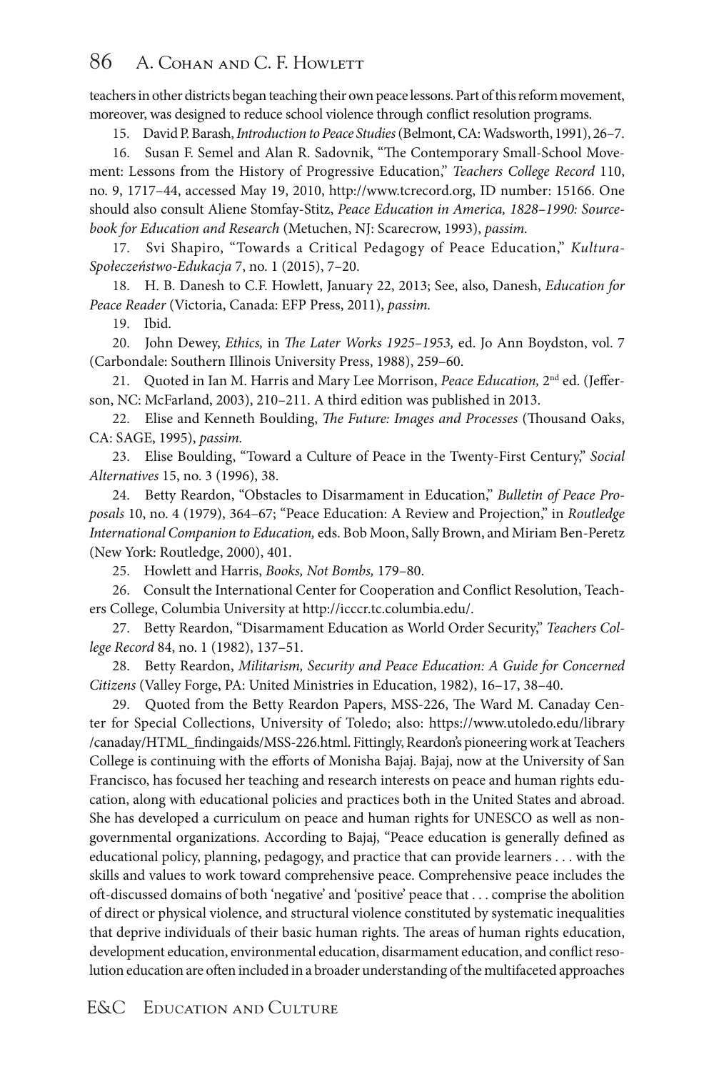teachers in other districts began teaching their own peace lessons. Part of this reform movement, moreover, was designed to reduce school violence through conflict resolution programs.

15. David P. Barash, *Introduction to Peace Studies* (Belmont, CA: Wadsworth, 1991), 26–7.

16. Susan F. Semel and Alan R. Sadovnik, "The Contemporary Small-School Movement: Lessons from the History of Progressive Education," *Teachers College Record* 110, no. 9, 1717–44, accessed May 19, 2010, http://www.tcrecord.org, ID number: 15166. One should also consult Aliene Stomfay-Stitz, *Peace Education in America, 1828–1990: Sourcebook for Education and Research* (Metuchen, NJ: Scarecrow, 1993), *passim.*

17. Svi Shapiro, "Towards a Critical Pedagogy of Peace Education," *Kultura-Społeczeństwo-Edukacja* 7, no. 1 (2015), 7–20.

18. H. B. Danesh to C.F. Howlett, January 22, 2013; See, also, Danesh, *Education for Peace Reader* (Victoria, Canada: EFP Press, 2011), *passim.*

19. Ibid.

20. John Dewey, *Ethics,* in *The Later Works 1925–1953,* ed. Jo Ann Boydston, vol. 7 (Carbondale: Southern Illinois University Press, 1988), 259–60.

21. Quoted in Ian M. Harris and Mary Lee Morrison, *Peace Education,* 2nd ed. (Jefferson, NC: McFarland, 2003), 210–211. A third edition was published in 2013.

22. Elise and Kenneth Boulding, *The Future: Images and Processes* (Thousand Oaks, CA: SAGE, 1995), *passim.*

23. Elise Boulding, "Toward a Culture of Peace in the Twenty-First Century," *Social Alternatives* 15, no. 3 (1996), 38.

24. Betty Reardon, "Obstacles to Disarmament in Education," *Bulletin of Peace Proposals* 10, no. 4 (1979), 364–67; "Peace Education: A Review and Projection," in *Routledge International Companion to Education,* eds. Bob Moon, Sally Brown, and Miriam Ben-Peretz (New York: Routledge, 2000), 401.

25. Howlett and Harris, *Books, Not Bombs,* 179–80.

26. Consult the International Center for Cooperation and Conflict Resolution, Teachers College, Columbia University at http://icccr.tc.columbia.edu/.

27. Betty Reardon, "Disarmament Education as World Order Security," *Teachers College Record* 84, no. 1 (1982), 137–51.

28. Betty Reardon, *Militarism, Security and Peace Education: A Guide for Concerned Citizens* (Valley Forge, PA: United Ministries in Education, 1982), 16–17, 38–40.

29. Quoted from the Betty Reardon Papers, MSS-226, The Ward M. Canaday Center for Special Collections, University of Toledo; also: https://www.utoledo.edu/library/canaday/HTML_findingaids/MSS-226.html. Fittingly, Reardon's pioneering work at Teachers College is continuing with the efforts of Monisha Bajaj. Bajaj, now at the University of San Francisco, has focused her teaching and research interests on peace and human rights education, along with educational policies and practices both in the United States and abroad. She has developed a curriculum on peace and human rights for UNESCO as well as non-governmental organizations. According to Bajaj, "Peace education is generally defined as educational policy, planning, pedagogy, and practice that can provide learners . . . with the skills and values to work toward comprehensive peace. Comprehensive peace includes the oft-discussed domains of both 'negative' and 'positive' peace that . . . comprise the abolition of direct or physical violence, and structural violence constituted by systematic inequalities that deprive individuals of their basic human rights. The areas of human rights education, development education, environmental education, disarmament education, and conflict resolution education are often included in a broader understanding of the multifaceted approaches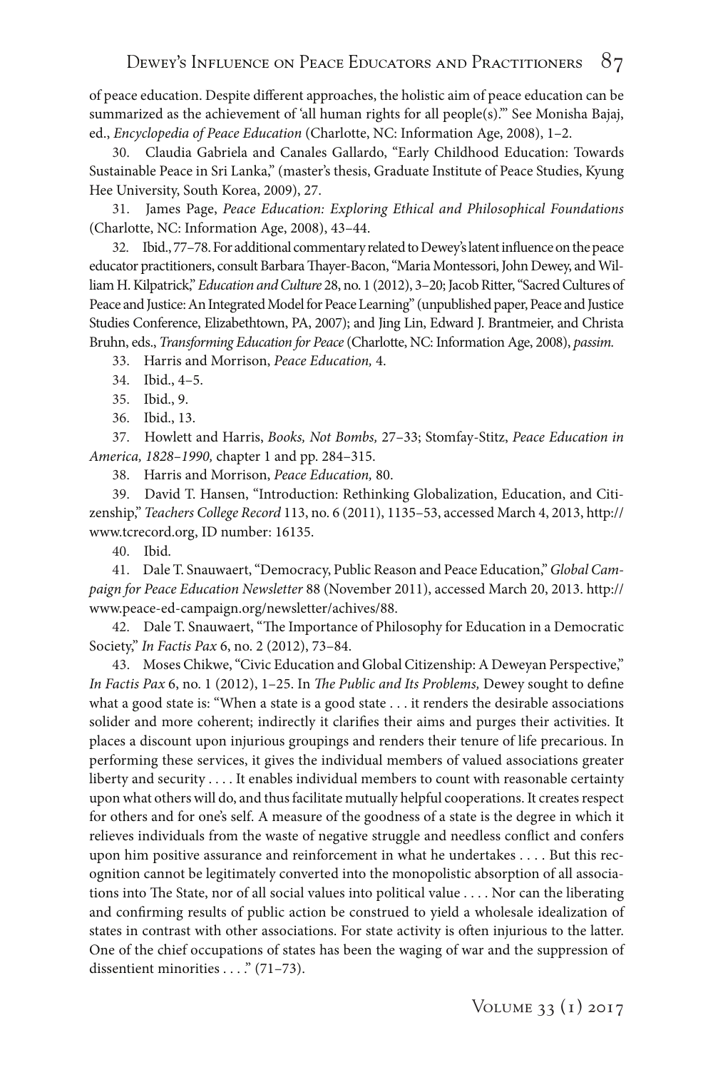of peace education. Despite different approaches, the holistic aim of peace education can be summarized as the achievement of 'all human rights for all people(s).'" See Monisha Bajaj, ed., *Encyclopedia of Peace Education* (Charlotte, NC: Information Age, 2008), 1–2.

30. Claudia Gabriela and Canales Gallardo, "Early Childhood Education: Towards Sustainable Peace in Sri Lanka," (master's thesis, Graduate Institute of Peace Studies, Kyung Hee University, South Korea, 2009), 27.

31. James Page, *Peace Education: Exploring Ethical and Philosophical Foundations* (Charlotte, NC: Information Age, 2008), 43–44.

32. Ibid., 77–78. For additional commentary related to Dewey's latent influence on the peace educator practitioners, consult Barbara Thayer-Bacon, "Maria Montessori, John Dewey, and William H. Kilpatrick," *Education and Culture* 28, no. 1 (2012), 3–20; Jacob Ritter, "Sacred Cultures of Peace and Justice: An Integrated Model for Peace Learning" (unpublished paper, Peace and Justice Studies Conference, Elizabethtown, PA, 2007); and Jing Lin, Edward J. Brantmeier, and Christa Bruhn, eds., *Transforming Education for Peace* (Charlotte, NC: Information Age, 2008), *passim.*

33. Harris and Morrison, *Peace Education,* 4.

34. Ibid., 4–5.

35. Ibid., 9.

36. Ibid., 13.

37. Howlett and Harris, *Books, Not Bombs,* 27–33; Stomfay-Stitz, *Peace Education in America, 1828–1990,* chapter 1 and pp. 284–315.

38. Harris and Morrison, *Peace Education,* 80.

39. David T. Hansen, "Introduction: Rethinking Globalization, Education, and Citizenship," *Teachers College Record* 113, no. 6 (2011), 1135–53, accessed March 4, 2013, http://www.tcrecord.org, ID number: 16135.

40. Ibid.

41. Dale T. Snauwaert, "Democracy, Public Reason and Peace Education," *Global Campaign for Peace Education Newsletter* 88 (November 2011), accessed March 20, 2013. http://www.peace-ed-campaign.org/newsletter/achives/88.

42. Dale T. Snauwaert, "The Importance of Philosophy for Education in a Democratic Society," *In Factis Pax* 6, no. 2 (2012), 73–84.

43. Moses Chikwe, "Civic Education and Global Citizenship: A Deweyan Perspective," *In Factis Pax* 6, no. 1 (2012), 1–25. In *The Public and Its Problems,* Dewey sought to define what a good state is: "When a state is a good state . . . it renders the desirable associations solider and more coherent; indirectly it clarifies their aims and purges their activities. It places a discount upon injurious groupings and renders their tenure of life precarious. In performing these services, it gives the individual members of valued associations greater liberty and security . . . . It enables individual members to count with reasonable certainty upon what others will do, and thus facilitate mutually helpful cooperations. It creates respect for others and for one's self. A measure of the goodness of a state is the degree in which it relieves individuals from the waste of negative struggle and needless conflict and confers upon him positive assurance and reinforcement in what he undertakes . . . . But this recognition cannot be legitimately converted into the monopolistic absorption of all associations into The State, nor of all social values into political value . . . . Nor can the liberating and confirming results of public action be construed to yield a wholesale idealization of states in contrast with other associations. For state activity is often injurious to the latter. One of the chief occupations of states has been the waging of war and the suppression of dissentient minorities . . . ." (71–73).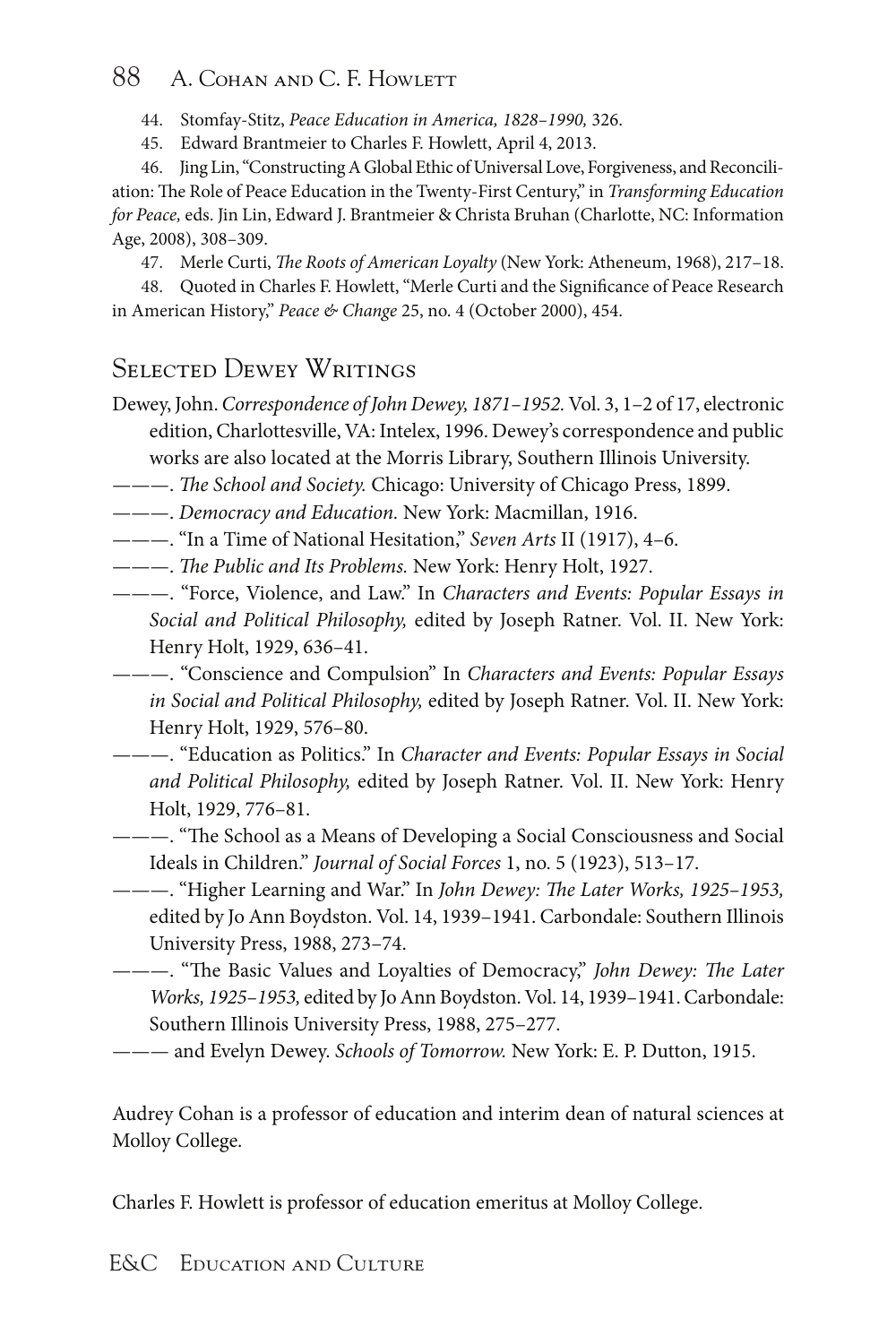44. Stomfay-Stitz, *Peace Education in America, 1828–1990,* 326.

45. Edward Brantmeier to Charles F. Howlett, April 4, 2013.

46. Jing Lin, "Constructing A Global Ethic of Universal Love, Forgiveness, and Reconciliation: The Role of Peace Education in the Twenty-First Century," in *Transforming Education for Peace,* eds. Jin Lin, Edward J. Brantmeier & Christa Bruhan (Charlotte, NC: Information Age, 2008), 308–309.

47. Merle Curti, *The Roots of American Loyalty* (New York: Atheneum, 1968), 217–18.

48. Quoted in Charles F. Howlett, "Merle Curti and the Significance of Peace Research in American History," *Peace & Change* 25, no. 4 (October 2000), 454.

## Selected Dewey Writings

Dewey, John. *Correspondence of John Dewey, 1871–1952.* Vol. 3, 1–2 of 17, electronic edition, Charlottesville, VA: Intelex, 1996. Dewey's correspondence and public works are also located at the Morris Library, Southern Illinois University.

———. *The School and Society.* Chicago: University of Chicago Press, 1899.

———. *Democracy and Education.* New York: Macmillan, 1916.

———. "In a Time of National Hesitation," *Seven Arts* II (1917), 4–6.

———. *The Public and Its Problems.* New York: Henry Holt, 1927.

———. "Force, Violence, and Law." In *Characters and Events: Popular Essays in Social and Political Philosophy,* edited by Joseph Ratner. Vol. II. New York: Henry Holt, 1929, 636–41.

———. "Conscience and Compulsion" In *Characters and Events: Popular Essays in Social and Political Philosophy,* edited by Joseph Ratner. Vol. II. New York: Henry Holt, 1929, 576–80.

———. "Education as Politics." In *Character and Events: Popular Essays in Social and Political Philosophy,* edited by Joseph Ratner. Vol. II. New York: Henry Holt, 1929, 776–81.

———. "The School as a Means of Developing a Social Consciousness and Social Ideals in Children." *Journal of Social Forces* 1, no. 5 (1923), 513–17.

———. "Higher Learning and War." In *John Dewey: The Later Works, 1925–1953,* edited by Jo Ann Boydston. Vol. 14, 1939–1941. Carbondale: Southern Illinois University Press, 1988, 273–74.

———. "The Basic Values and Loyalties of Democracy," *John Dewey: The Later Works, 1925–1953,* edited by Jo Ann Boydston. Vol. 14, 1939–1941. Carbondale: Southern Illinois University Press, 1988, 275–277.

——— and Evelyn Dewey. *Schools of Tomorrow.* New York: E. P. Dutton, 1915.

Audrey Cohan is a professor of education and interim dean of natural sciences at Molloy College.

Charles F. Howlett is professor of education emeritus at Molloy College.